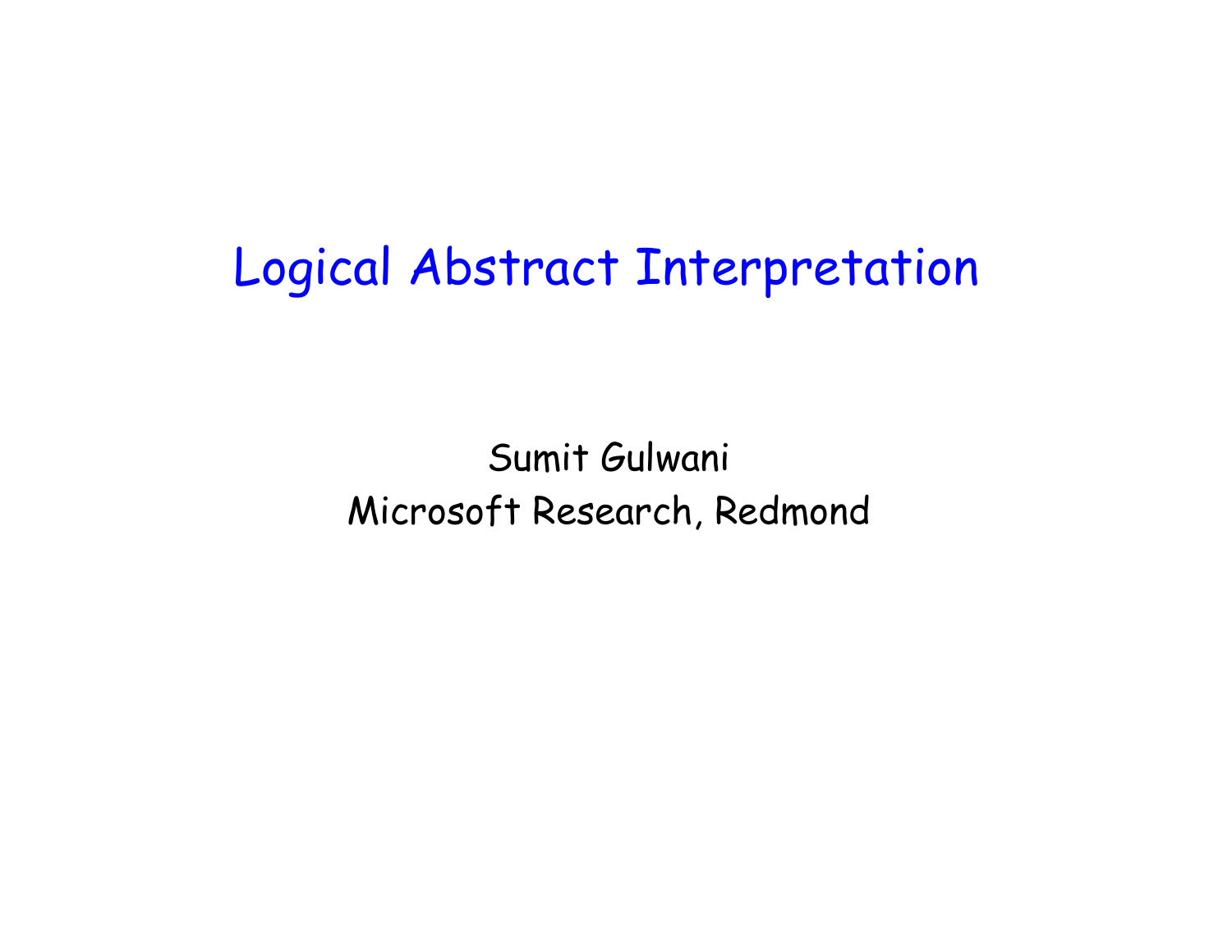# Logical Abstract Interpretation

Sumit Gulwani

Microsoft Research, Redmond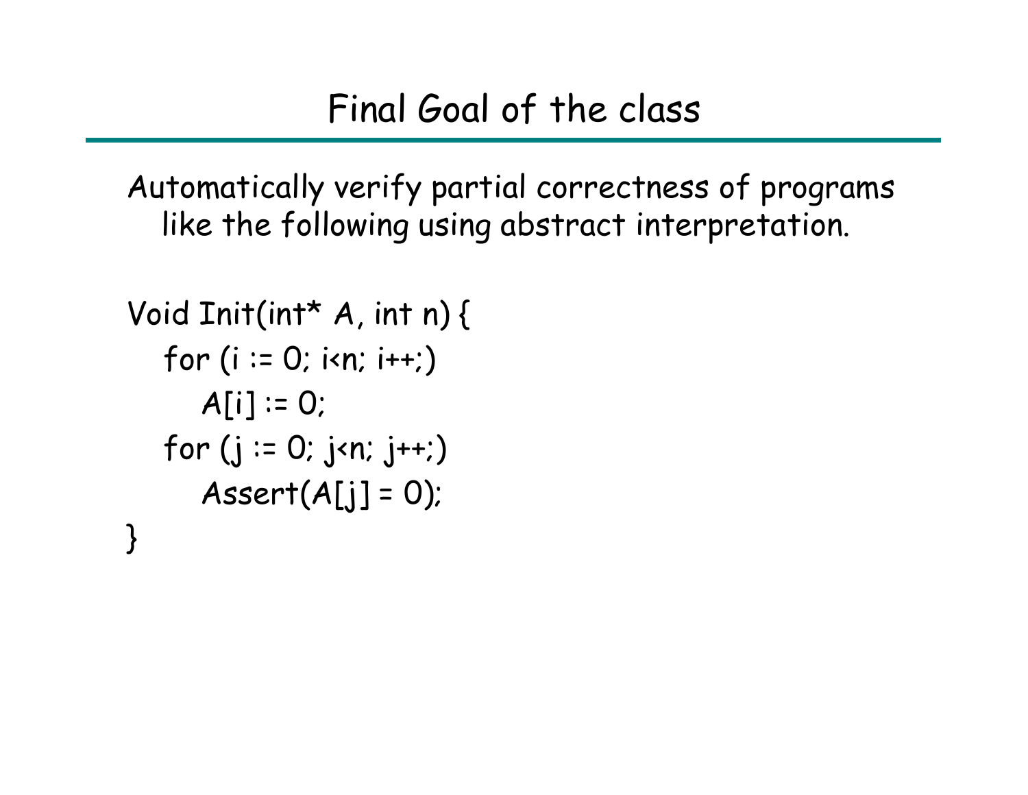# Final Goal of the class

Automatically verify partial correctness of programs like the following using abstract interpretation.

```
Void Init(int* A, int n) {
   for (i := 0; i<n; i++;)
      A[i] := 0;
   for (j := 0; j<n; j++;)
      Assert(A[j] = 0);
}
```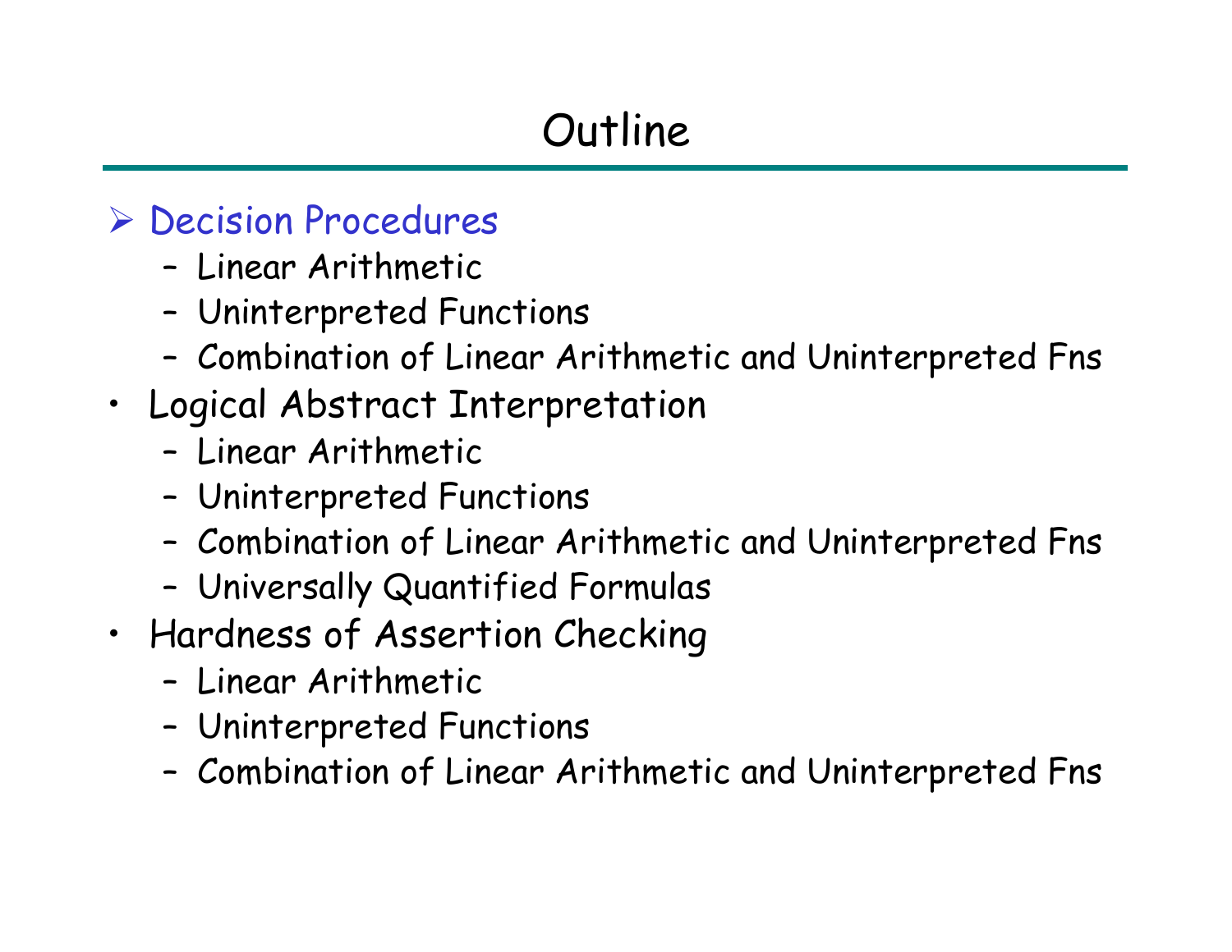# Outline

- Decision Procedures
  - Linear Arithmetic
  - Uninterpreted Functions
  - Combination of Linear Arithmetic and Uninterpreted Fns
- Logical Abstract Interpretation
  - Linear Arithmetic
  - Uninterpreted Functions
  - Combination of Linear Arithmetic and Uninterpreted Fns
  - Universally Quantified Formulas
- Hardness of Assertion Checking
  - Linear Arithmetic
  - Uninterpreted Functions
  - Combination of Linear Arithmetic and Uninterpreted Fns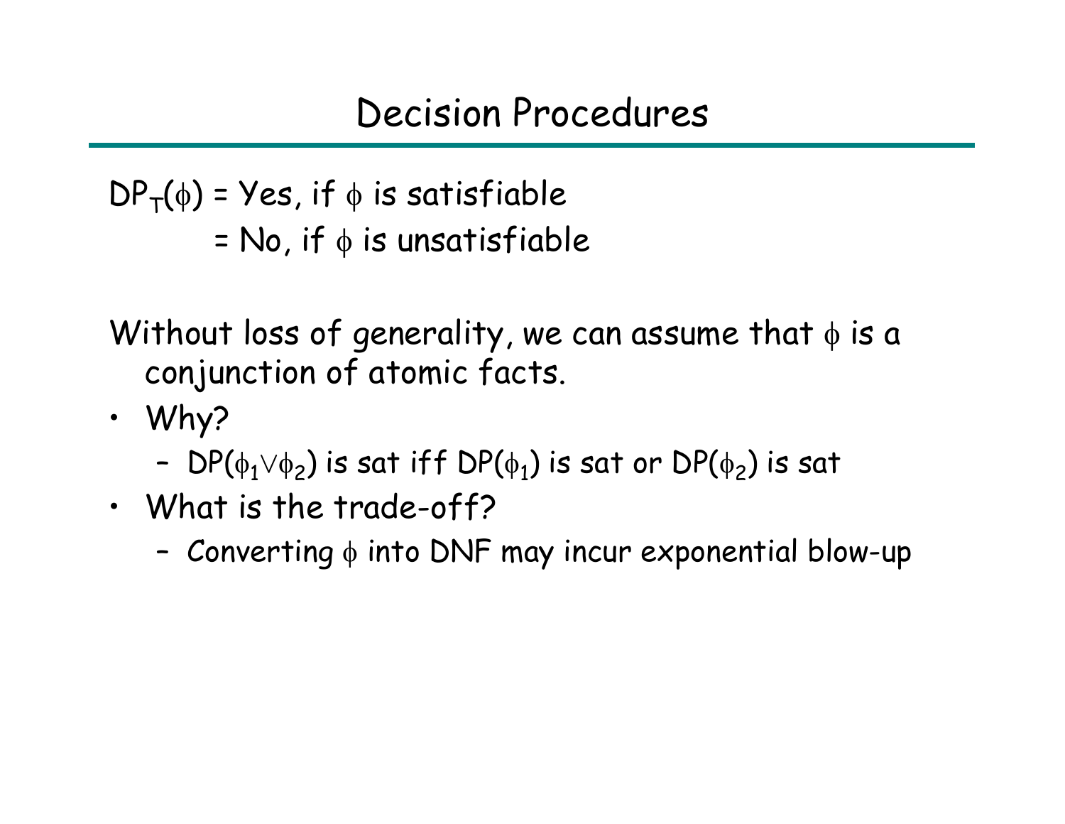# Decision Procedures

$DP_T(\phi)$ = Yes, if $\phi$ is satisfiable
= No, if $\phi$ is unsatisfiable

Without loss of generality, we can assume that $\phi$ is a conjunction of atomic facts.

- Why?
  - $DP(\phi_1 \vee \phi_2)$ is sat iff $DP(\phi_1)$ is sat or $DP(\phi_2)$ is sat
- What is the trade-off?
  - Converting $\phi$ into DNF may incur exponential blow-up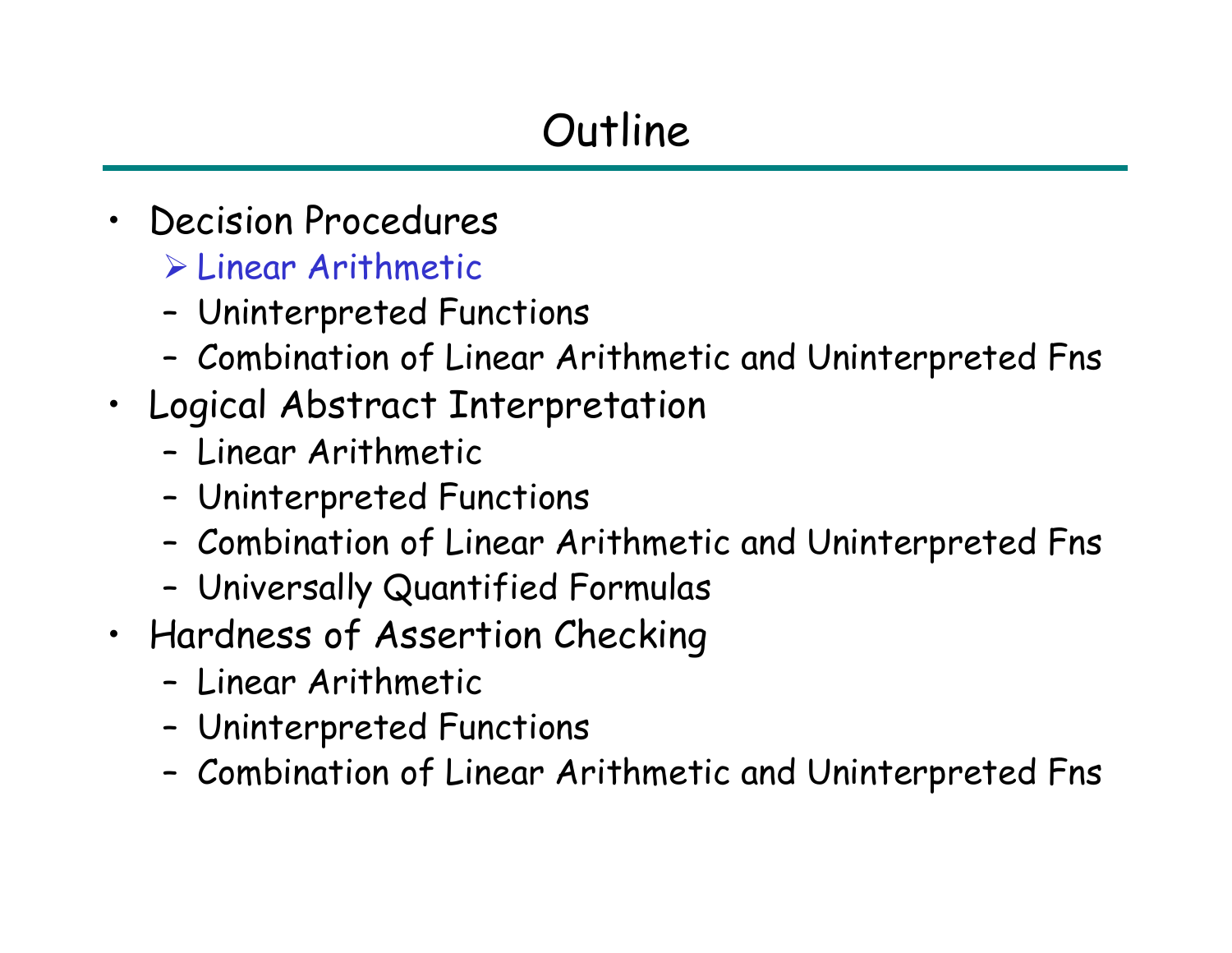# Outline

- Decision Procedures
  - Linear Arithmetic
  - Uninterpreted Functions
  - Combination of Linear Arithmetic and Uninterpreted Fns
- Logical Abstract Interpretation
  - Linear Arithmetic
  - Uninterpreted Functions
  - Combination of Linear Arithmetic and Uninterpreted Fns
  - Universally Quantified Formulas
- Hardness of Assertion Checking
  - Linear Arithmetic
  - Uninterpreted Functions
  - Combination of Linear Arithmetic and Uninterpreted Fns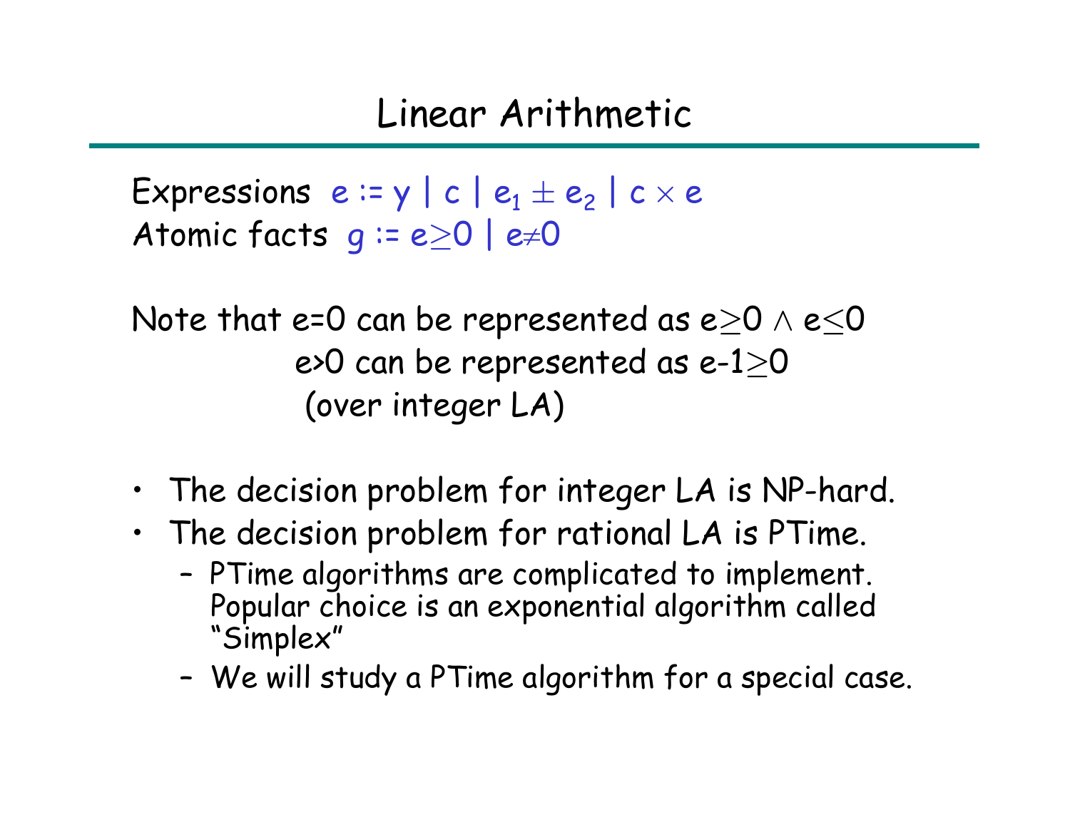# Linear Arithmetic

Expressions $e := y \mid c \mid e_1 \pm e_2 \mid c \times e$

Atomic facts $g := e \geq 0 \mid e \neq 0$

Note that $e=0$ can be represented as $e \geq 0 \land e \leq 0$

$e>0$ can be represented as $e-1 \geq 0$

(over integer LA)

- The decision problem for integer LA is NP-hard.
- The decision problem for rational LA is PTime.
  - PTime algorithms are complicated to implement. Popular choice is an exponential algorithm called "Simplex"
  - We will study a PTime algorithm for a special case.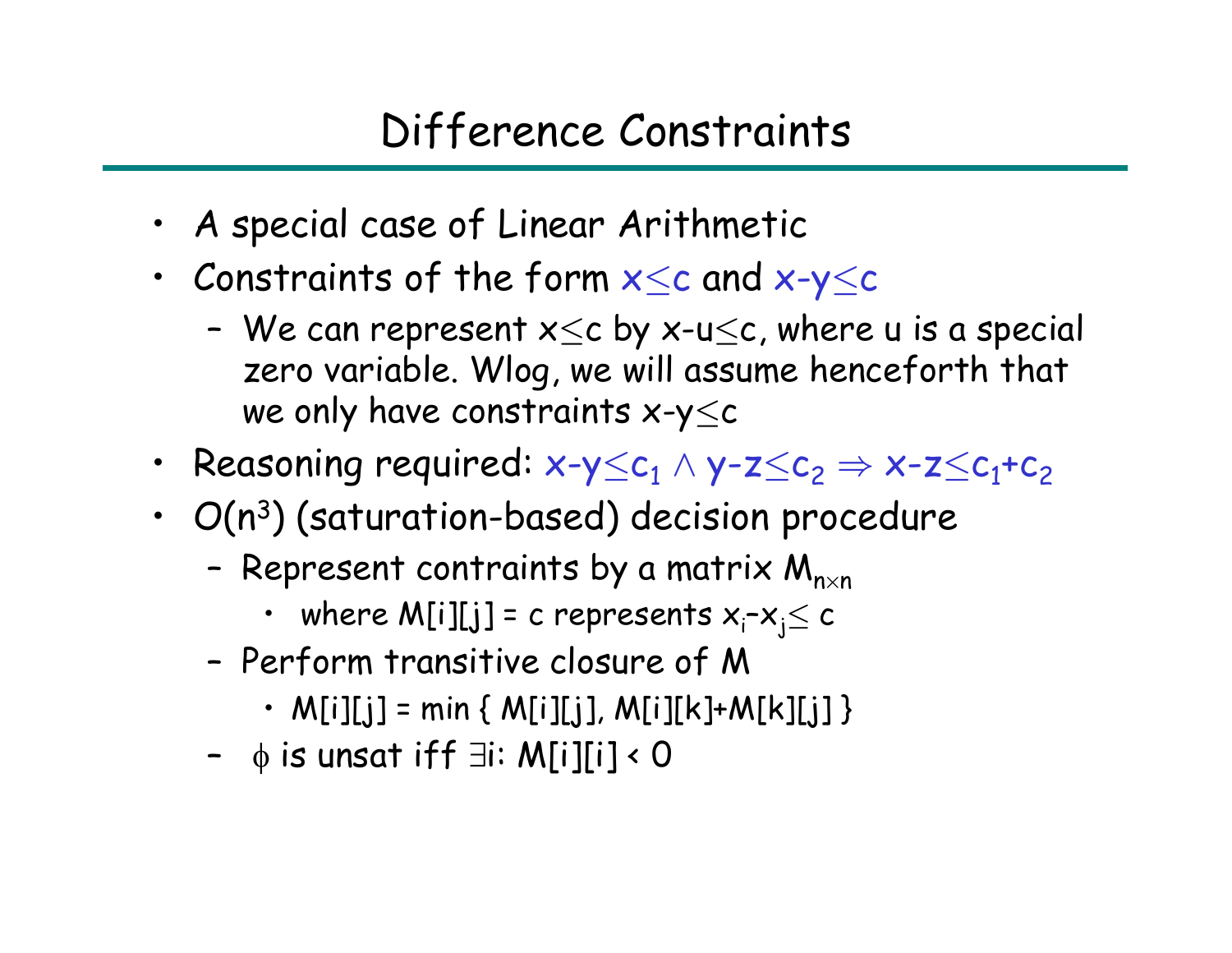# Difference Constraints

- A special case of Linear Arithmetic
- Constraints of the form $x \leq c$ and $x - y \leq c$
  - We can represent $x \leq c$ by $x - u \leq c$, where u is a special zero variable. Wlog, we will assume henceforth that we only have constraints $x - y \leq c$
- Reasoning required: $x - y \leq c_1 \wedge y - z \leq c_2 \Rightarrow x - z \leq c_1 + c_2$
- $O(n^3)$ (saturation-based) decision procedure
  - Represent contraints by a matrix $M_{n \times n}$
    - where M[i][j] = c represents $x_i - x_j \leq c$
  - Perform transitive closure of M
    - M[i][j] = min { M[i][j], M[i][k]+M[k][j] }
  - $\phi$ is unsat iff $\exists$i: M[i][i] < 0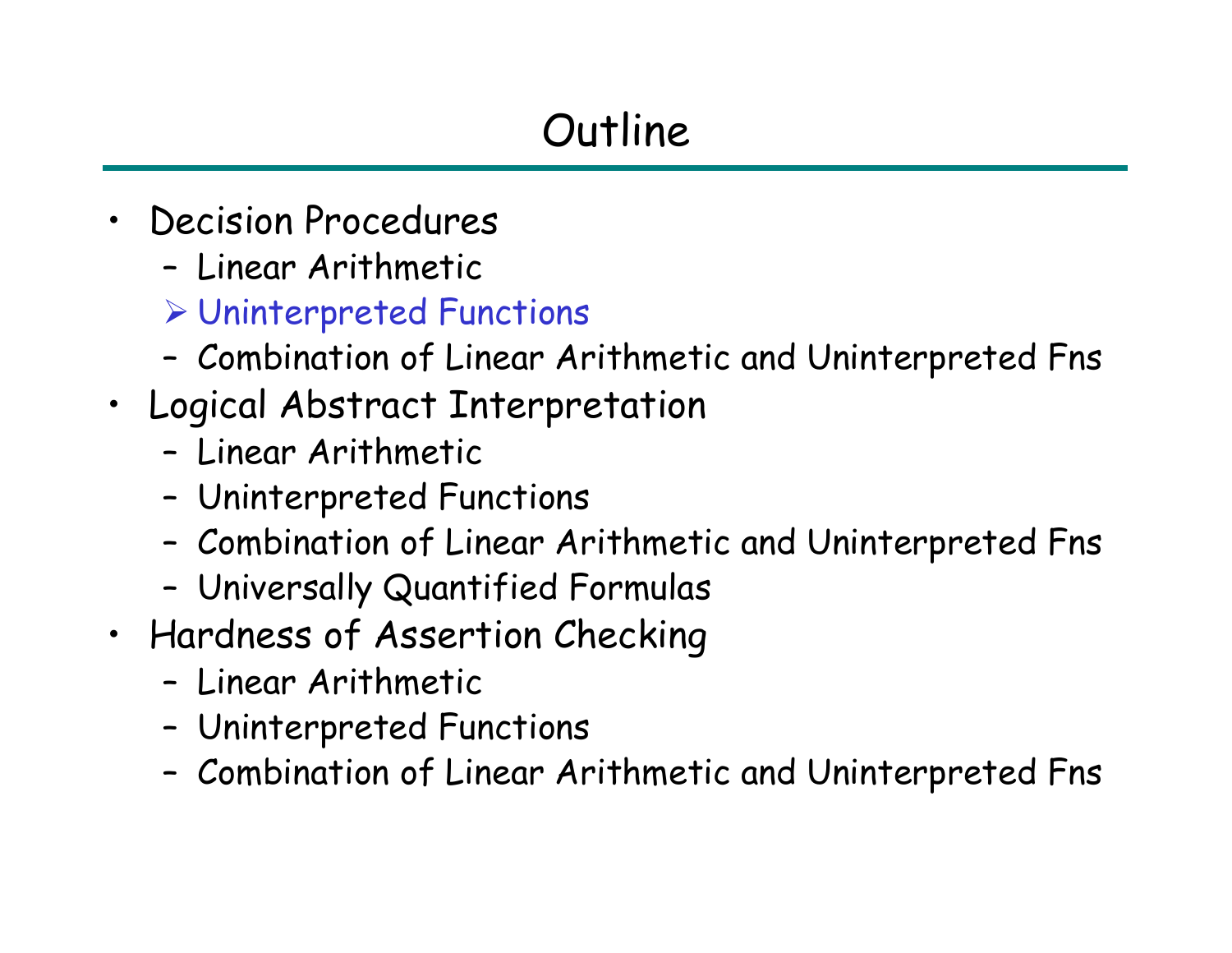# Outline

- Decision Procedures
  - Linear Arithmetic
  - ➢ Uninterpreted Functions
  - Combination of Linear Arithmetic and Uninterpreted Fns
- Logical Abstract Interpretation
  - Linear Arithmetic
  - Uninterpreted Functions
  - Combination of Linear Arithmetic and Uninterpreted Fns
  - Universally Quantified Formulas
- Hardness of Assertion Checking
  - Linear Arithmetic
  - Uninterpreted Functions
  - Combination of Linear Arithmetic and Uninterpreted Fns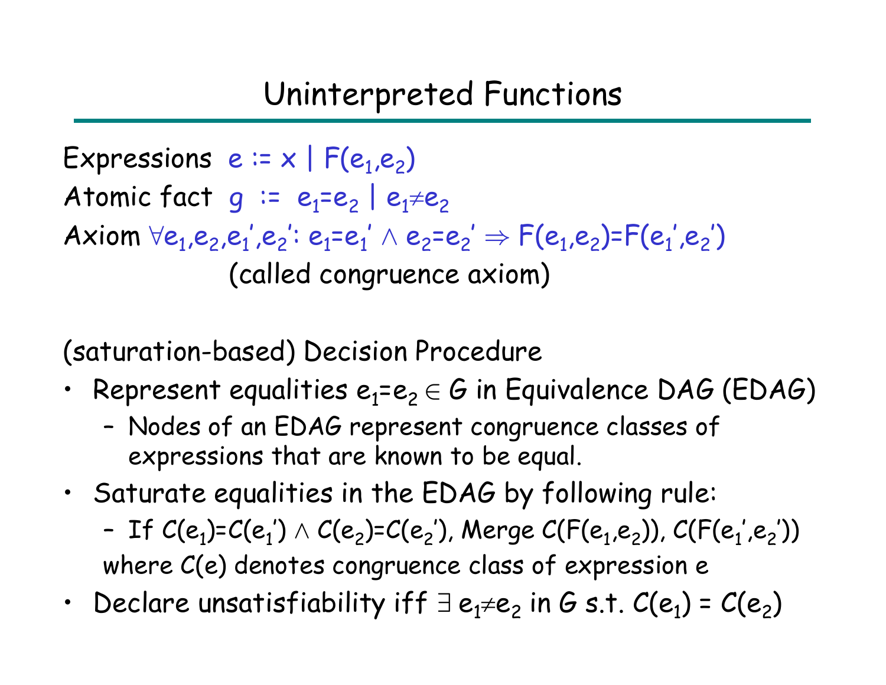# Uninterpreted Functions

Expressions $e := x \mid F(e_1,e_2)$

Atomic fact $g := e_1=e_2 \mid e_1 \neq e_2$

Axiom $\forall e_1,e_2,e_1',e_2': e_1=e_1' \wedge e_2=e_2' \Rightarrow F(e_1,e_2)=F(e_1',e_2')$

(called congruence axiom)

(saturation-based) Decision Procedure

- Represent equalities $e_1=e_2 \in G$ in Equivalence DAG (EDAG)
  - Nodes of an EDAG represent congruence classes of expressions that are known to be equal.
- Saturate equalities in the EDAG by following rule:
  - If $C(e_1)=C(e_1') \wedge C(e_2)=C(e_2')$, Merge $C(F(e_1,e_2))$, $C(F(e_1',e_2'))$

  where $C(e)$ denotes congruence class of expression $e$
- Declare unsatisfiability iff $\exists\, e_1 \neq e_2$ in $G$ s.t. $C(e_1) = C(e_2)$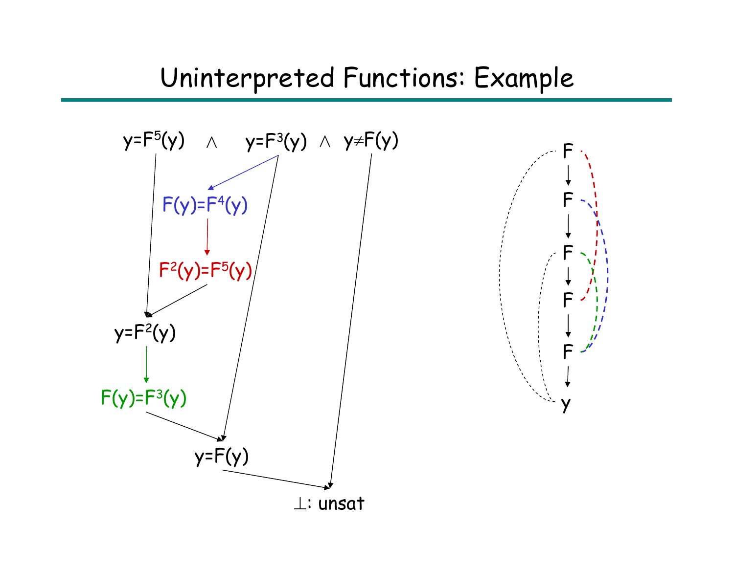# Uninterpreted Functions: Example

$y=F^5(y) \quad \wedge \quad y=F^3(y) \quad \wedge \quad y \neq F(y)$

$F(y)=F^4(y)$

$F^2(y)=F^5(y)$

$y=F^2(y)$

$F(y)=F^3(y)$

$y=F(y)$

$\perp$: unsat

F

F

F

F

F

y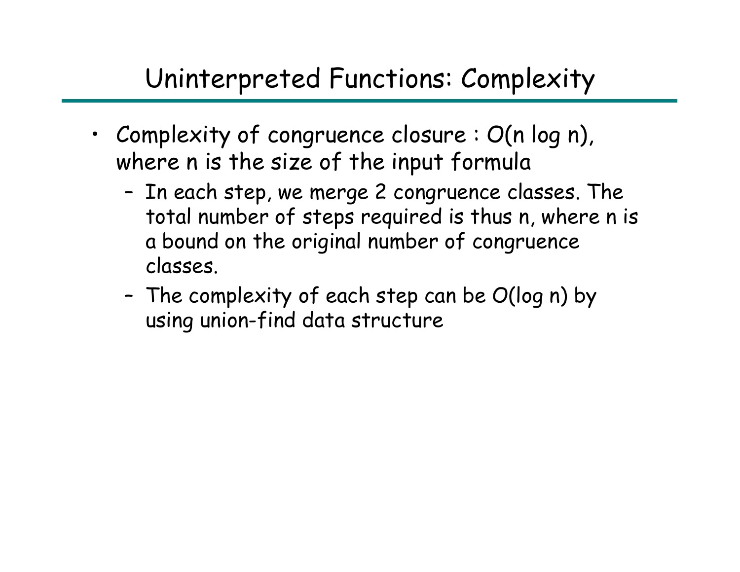# Uninterpreted Functions: Complexity

- Complexity of congruence closure : $O(n \log n)$, where $n$ is the size of the input formula
  - In each step, we merge 2 congruence classes. The total number of steps required is thus $n$, where $n$ is a bound on the original number of congruence classes.
  - The complexity of each step can be $O(\log n)$ by using union-find data structure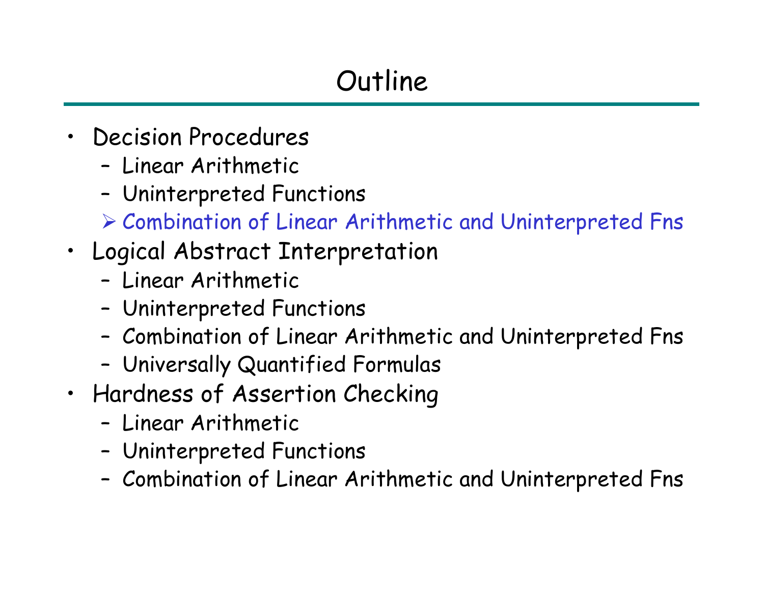# Outline

- Decision Procedures
  - Linear Arithmetic
  - Uninterpreted Functions
  - ➢ Combination of Linear Arithmetic and Uninterpreted Fns
- Logical Abstract Interpretation
  - Linear Arithmetic
  - Uninterpreted Functions
  - Combination of Linear Arithmetic and Uninterpreted Fns
  - Universally Quantified Formulas
- Hardness of Assertion Checking
  - Linear Arithmetic
  - Uninterpreted Functions
  - Combination of Linear Arithmetic and Uninterpreted Fns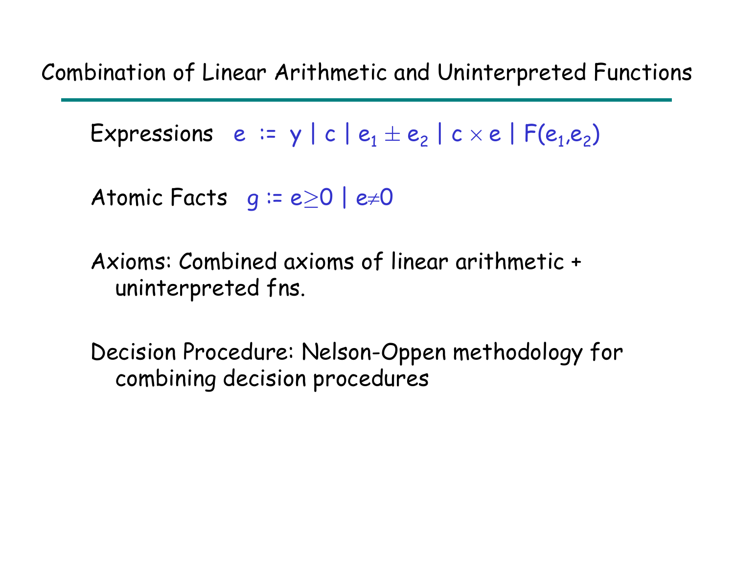# Combination of Linear Arithmetic and Uninterpreted Functions

Expressions $e := y \mid c \mid e_1 \pm e_2 \mid c \times e \mid F(e_1, e_2)$

Atomic Facts $g := e \geq 0 \mid e \neq 0$

Axioms: Combined axioms of linear arithmetic + uninterpreted fns.

Decision Procedure: Nelson-Oppen methodology for combining decision procedures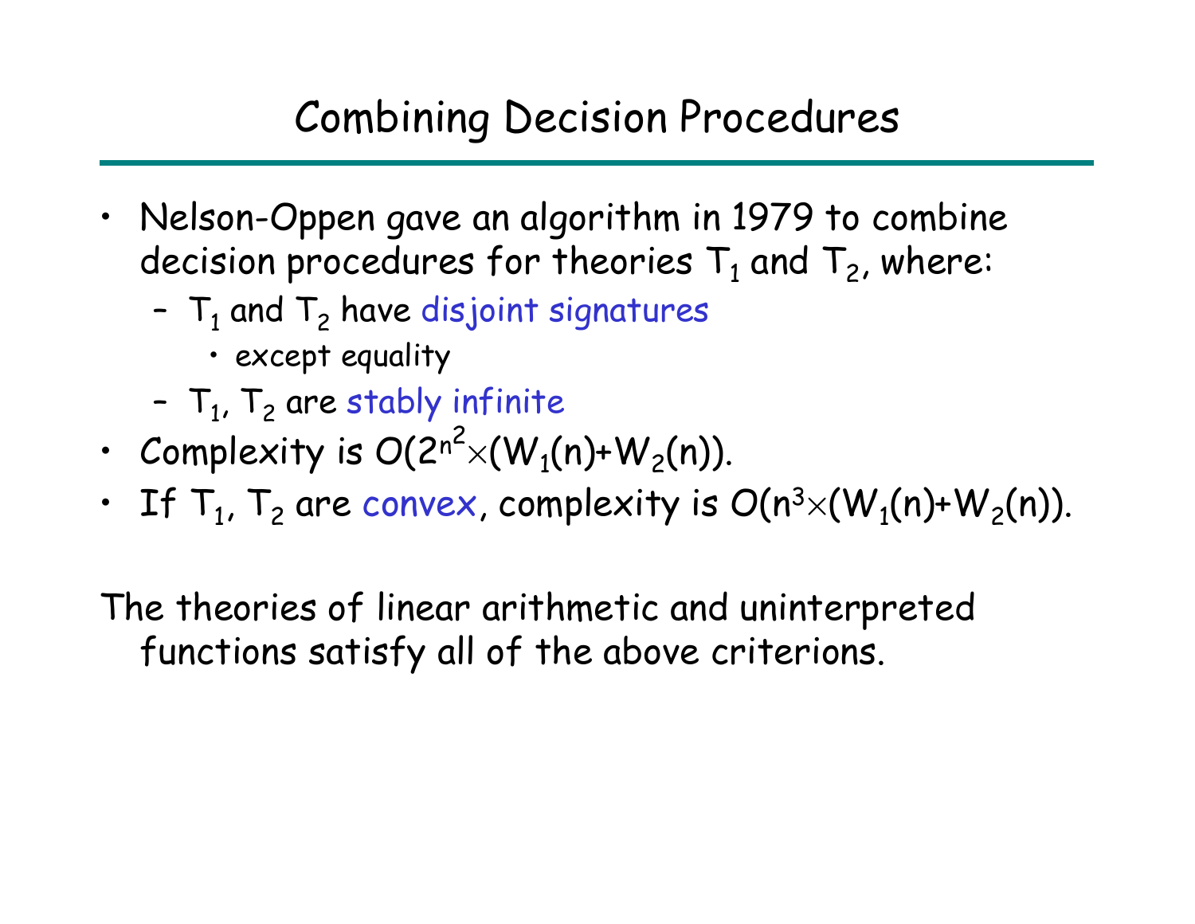# Combining Decision Procedures

- Nelson-Oppen gave an algorithm in 1979 to combine decision procedures for theories $T_1$ and $T_2$, where:
  - $T_1$ and $T_2$ have disjoint signatures
    - except equality
  - $T_1$, $T_2$ are stably infinite
- Complexity is $O(2^{n^2} \times (W_1(n)+W_2(n))$.
- If $T_1$, $T_2$ are convex, complexity is $O(n^3 \times (W_1(n)+W_2(n))$.

The theories of linear arithmetic and uninterpreted functions satisfy all of the above criterions.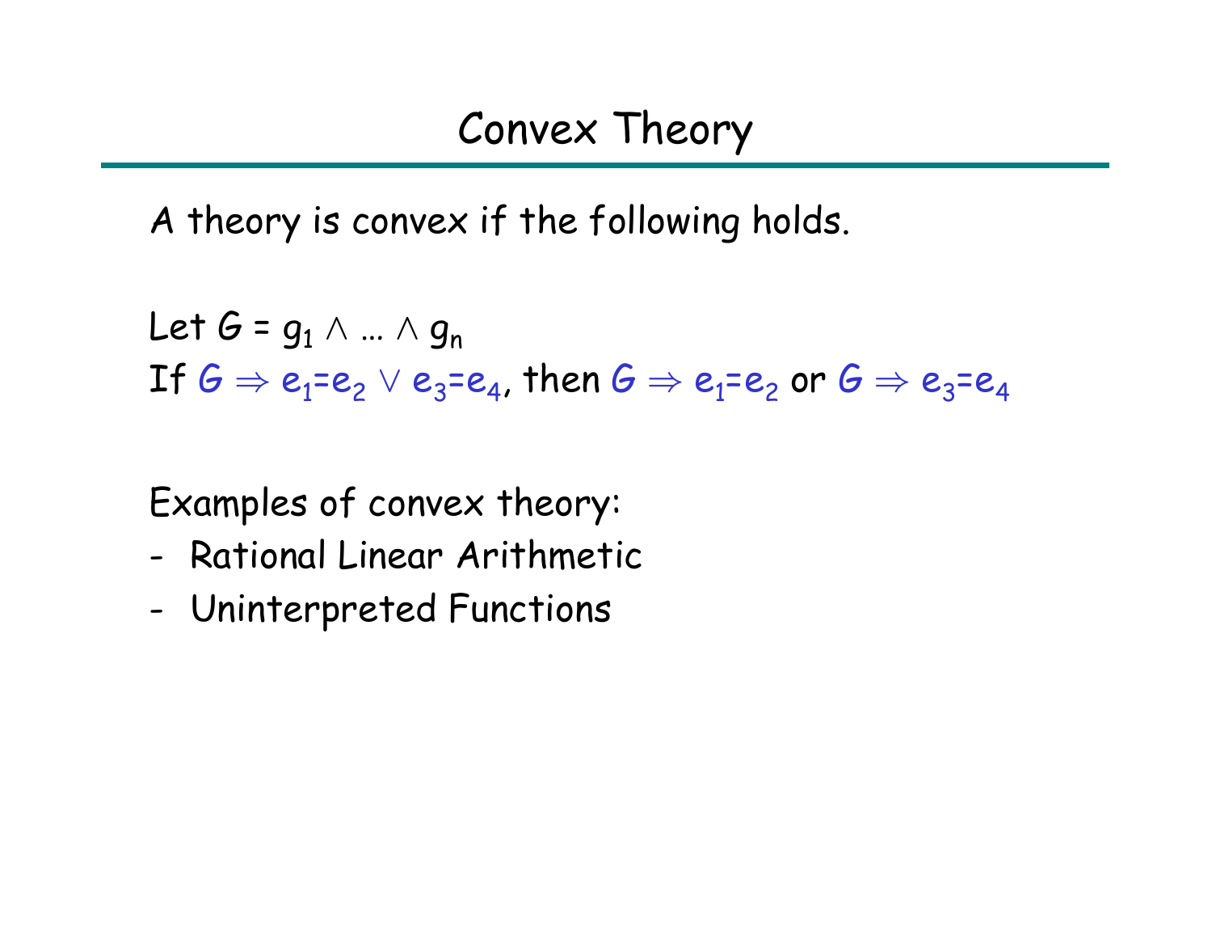# Convex Theory

A theory is convex if the following holds.

Let $G = g_1 \wedge \ldots \wedge g_n$

If $G \Rightarrow e_1 = e_2 \vee e_3 = e_4$, then $G \Rightarrow e_1 = e_2$ or $G \Rightarrow e_3 = e_4$

Examples of convex theory:

- Rational Linear Arithmetic
- Uninterpreted Functions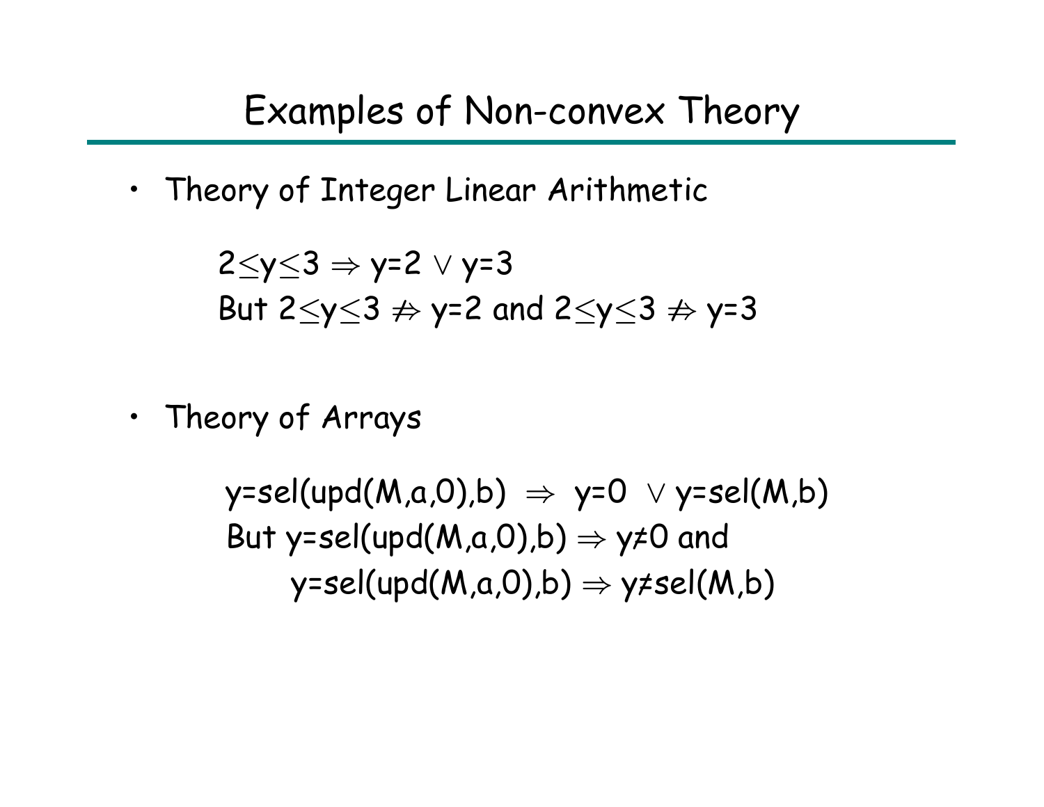# Examples of Non-convex Theory

- Theory of Integer Linear Arithmetic

  $2 \leq y \leq 3 \Rightarrow y=2 \vee y=3$
  But $2 \leq y \leq 3 \not\Rightarrow y=2$ and $2 \leq y \leq 3 \not\Rightarrow y=3$

- Theory of Arrays

  $y=sel(upd(M,a,0),b) \Rightarrow y=0 \vee y=sel(M,b)$
  But $y=sel(upd(M,a,0),b) \Rightarrow y \neq 0$ and
  $y=sel(upd(M,a,0),b) \Rightarrow y \neq sel(M,b)$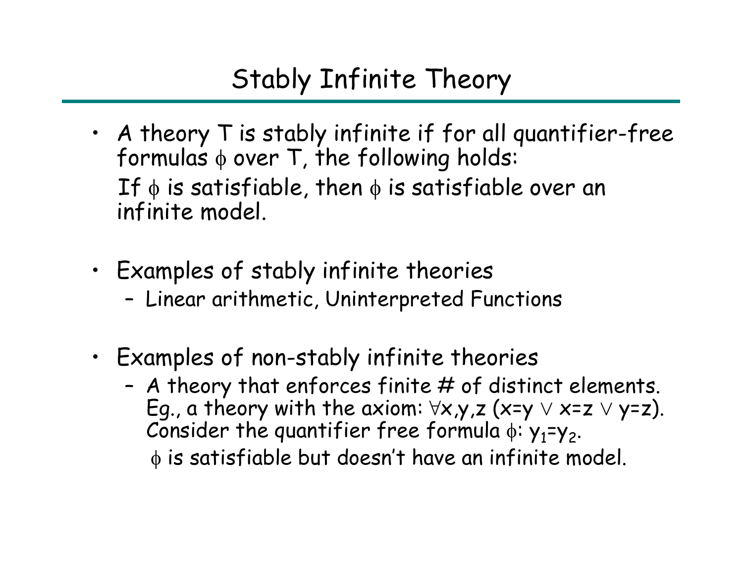# Stably Infinite Theory

- A theory T is stably infinite if for all quantifier-free formulas $\phi$ over T, the following holds:

  If $\phi$ is satisfiable, then $\phi$ is satisfiable over an infinite model.

- Examples of stably infinite theories
  - Linear arithmetic, Uninterpreted Functions

- Examples of non-stably infinite theories
  - A theory that enforces finite # of distinct elements. Eg., a theory with the axiom: $\forall x,y,z\ (x=y \lor x=z \lor y=z)$. Consider the quantifier free formula $\phi$: $y_1=y_2$.

    $\phi$ is satisfiable but doesn't have an infinite model.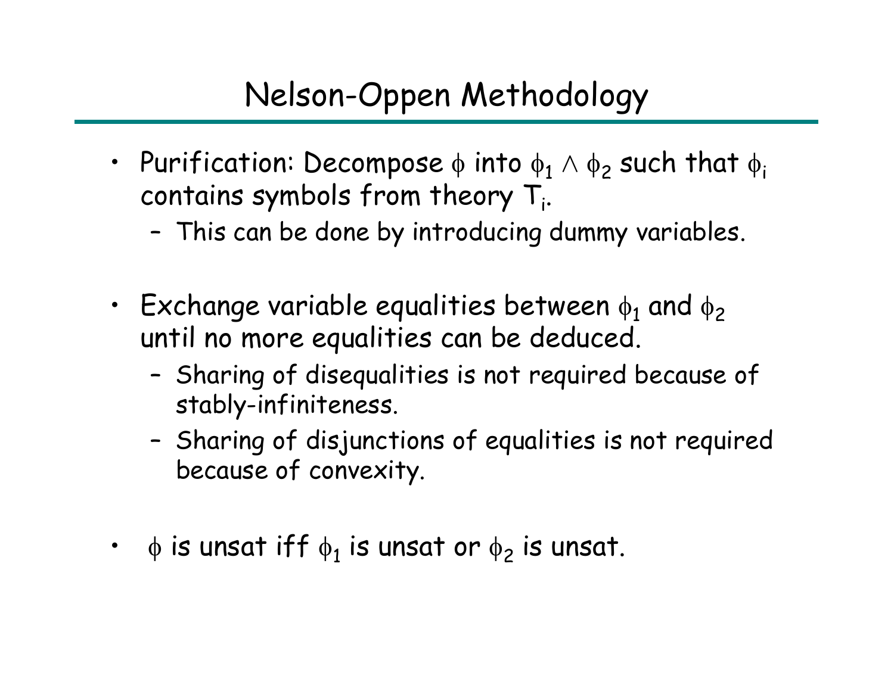# Nelson-Oppen Methodology

- Purification: Decompose $\phi$ into $\phi_1 \wedge \phi_2$ such that $\phi_i$ contains symbols from theory $T_i$.
  - This can be done by introducing dummy variables.
- Exchange variable equalities between $\phi_1$ and $\phi_2$ until no more equalities can be deduced.
  - Sharing of disequalities is not required because of stably-infiniteness.
  - Sharing of disjunctions of equalities is not required because of convexity.
- $\phi$ is unsat iff $\phi_1$ is unsat or $\phi_2$ is unsat.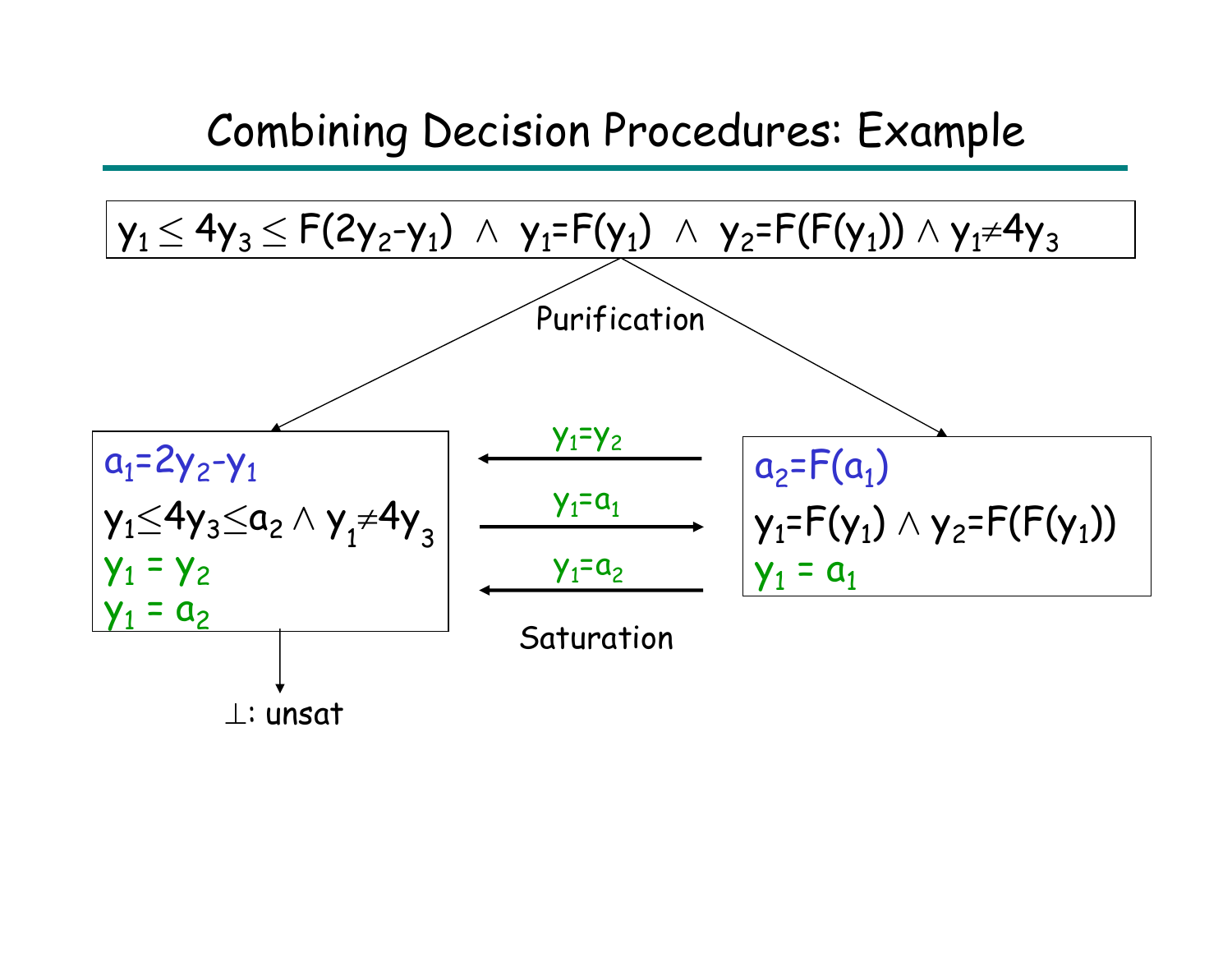# Combining Decision Procedures: Example

$$y_1 \leq 4y_3 \leq F(2y_2 - y_1) \ \wedge \ y_1 = F(y_1) \ \wedge \ y_2 = F(F(y_1)) \wedge y_1 \neq 4y_3$$

Purification

**Left:**

$a_1 = 2y_2 - y_1$

$y_1 \leq 4y_3 \leq a_2 \wedge y_1 \neq 4y_3$

$y_1 = y_2$

$y_1 = a_2$

**Right:**

$a_2 = F(a_1)$

$y_1 = F(y_1) \wedge y_2 = F(F(y_1))$

$y_1 = a_1$

Saturation:

- $y_1 = y_2$ (right → left)
- $y_1 = a_1$ (left → right)
- $y_1 = a_2$ (right → left)

$\perp$: unsat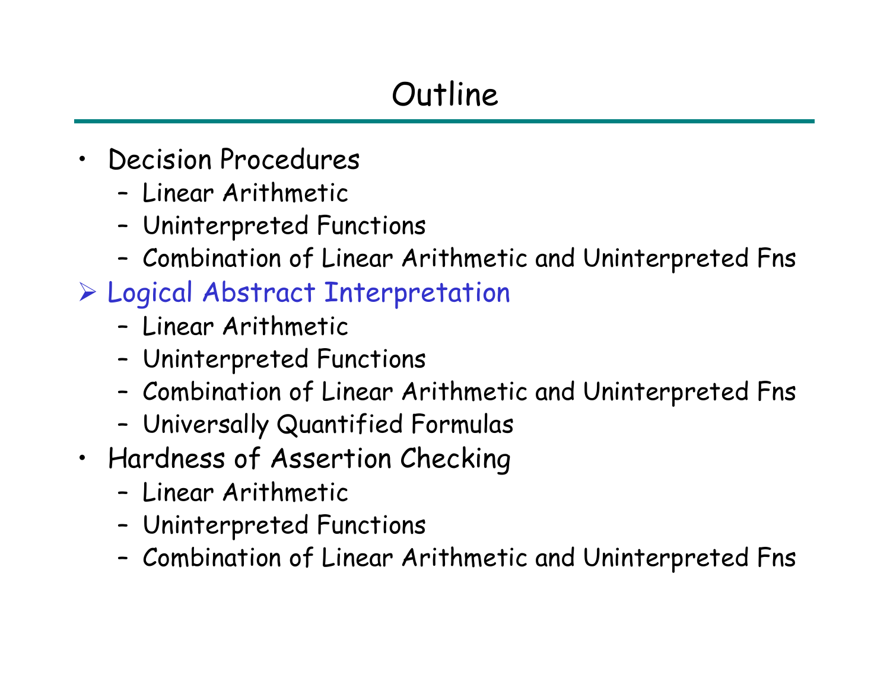# Outline

- Decision Procedures
  - Linear Arithmetic
  - Uninterpreted Functions
  - Combination of Linear Arithmetic and Uninterpreted Fns
- Logical Abstract Interpretation
  - Linear Arithmetic
  - Uninterpreted Functions
  - Combination of Linear Arithmetic and Uninterpreted Fns
  - Universally Quantified Formulas
- Hardness of Assertion Checking
  - Linear Arithmetic
  - Uninterpreted Functions
  - Combination of Linear Arithmetic and Uninterpreted Fns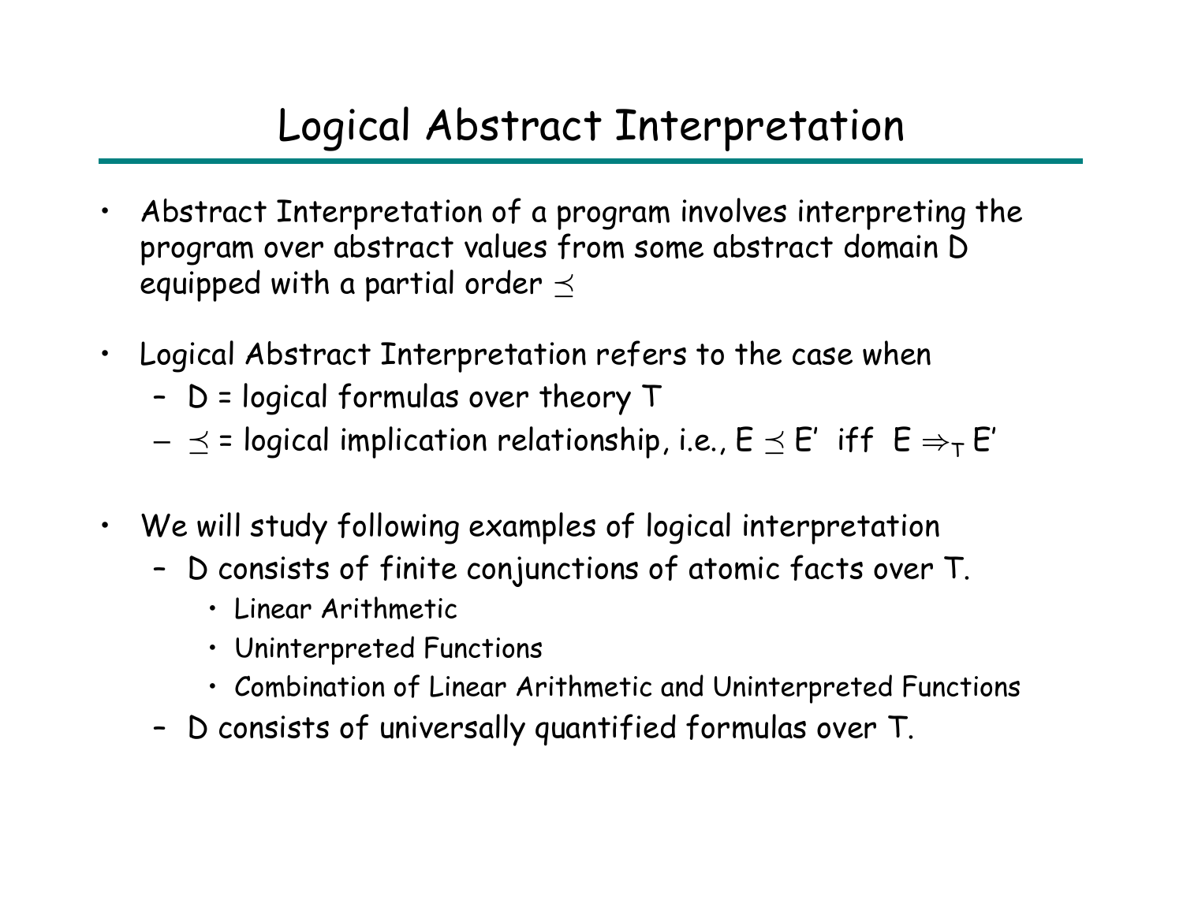# Logical Abstract Interpretation

- Abstract Interpretation of a program involves interpreting the program over abstract values from some abstract domain D equipped with a partial order $\preceq$
- Logical Abstract Interpretation refers to the case when
  - D = logical formulas over theory T
  - $\preceq$ = logical implication relationship, i.e., $E \preceq E'$ iff $E \Rightarrow_T E'$
- We will study following examples of logical interpretation
  - D consists of finite conjunctions of atomic facts over T.
    - Linear Arithmetic
    - Uninterpreted Functions
    - Combination of Linear Arithmetic and Uninterpreted Functions
  - D consists of universally quantified formulas over T.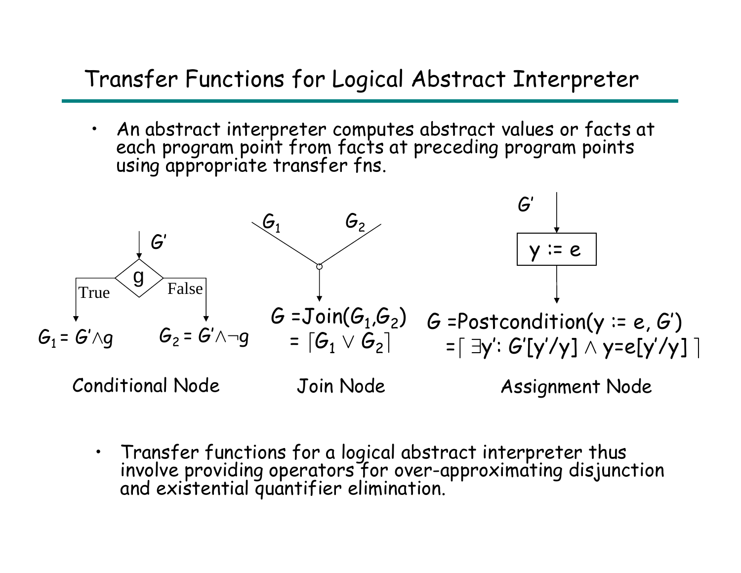# Transfer Functions for Logical Abstract Interpreter

- An abstract interpreter computes abstract values or facts at each program point from facts at preceding program points using appropriate transfer fns.

**Conditional Node**

Input: $G'$, condition $g$

True: $G_1 = G' \wedge g$

False: $G_2 = G' \wedge \neg g$

**Join Node**

Inputs: $G_1$, $G_2$

$G = \text{Join}(G_1, G_2)$
$= \lceil G_1 \vee G_2 \rceil$

**Assignment Node**

Input: $G'$, statement $y := e$

$G = \text{Postcondition}(y := e, G')$
$= \lceil \exists y' \colon G'[y'/y] \wedge y = e[y'/y] \rceil$

- Transfer functions for a logical abstract interpreter thus involve providing operators for over-approximating disjunction and existential quantifier elimination.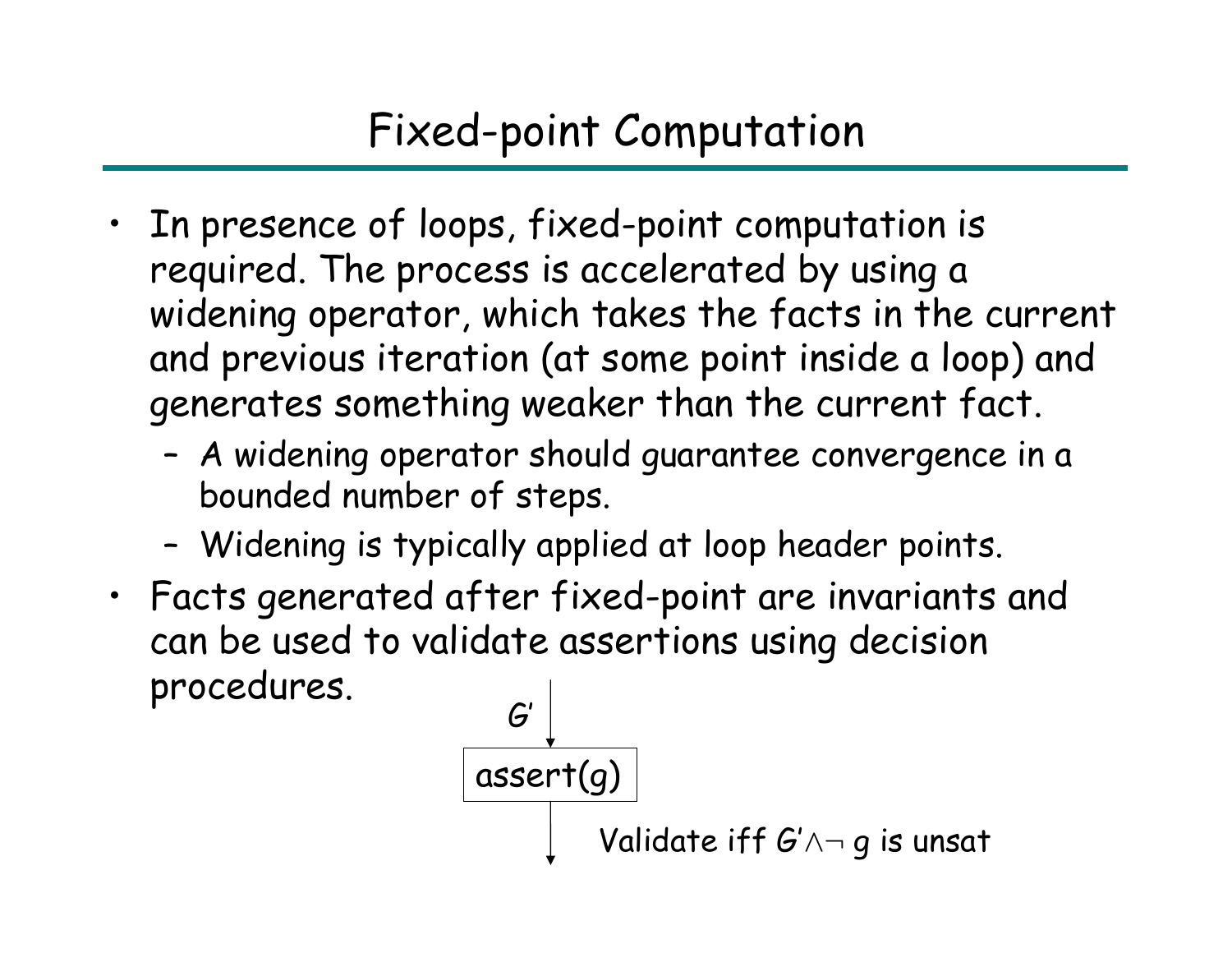# Fixed-point Computation

- In presence of loops, fixed-point computation is required. The process is accelerated by using a widening operator, which takes the facts in the current and previous iteration (at some point inside a loop) and generates something weaker than the current fact.
  - A widening operator should guarantee convergence in a bounded number of steps.
  - Widening is typically applied at loop header points.
- Facts generated after fixed-point are invariants and can be used to validate assertions using decision procedures.

$G'$

assert($g$)

Validate iff $G' \wedge \neg g$ is unsat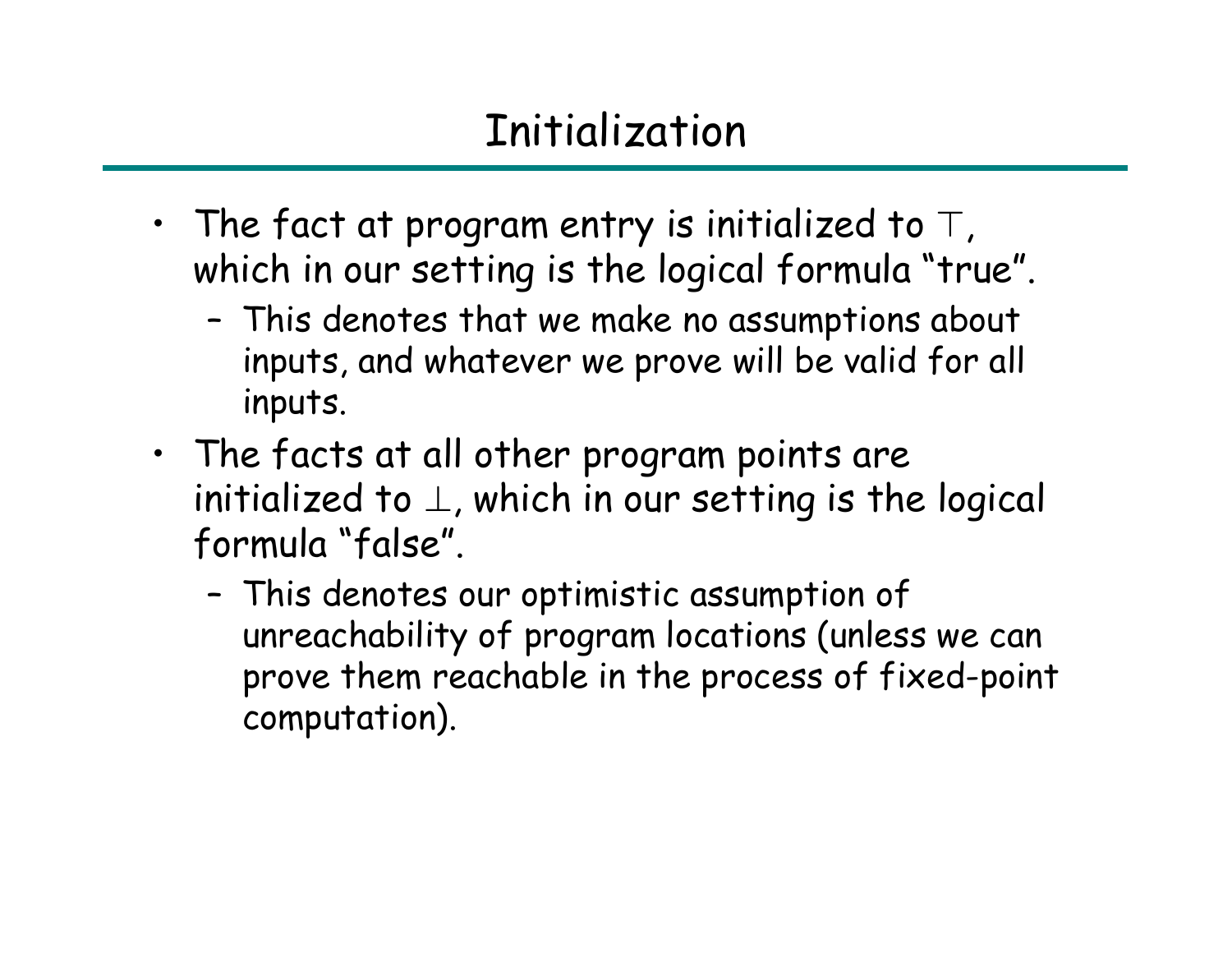# Initialization

- The fact at program entry is initialized to $\top$, which in our setting is the logical formula "true".
  - This denotes that we make no assumptions about inputs, and whatever we prove will be valid for all inputs.
- The facts at all other program points are initialized to $\bot$, which in our setting is the logical formula "false".
  - This denotes our optimistic assumption of unreachability of program locations (unless we can prove them reachable in the process of fixed-point computation).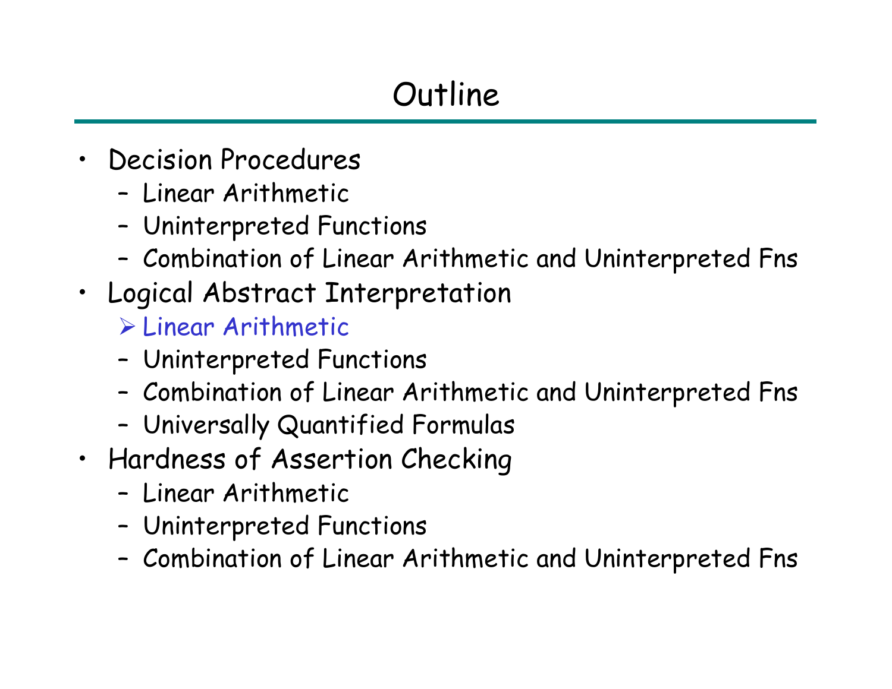# Outline

- Decision Procedures
  - Linear Arithmetic
  - Uninterpreted Functions
  - Combination of Linear Arithmetic and Uninterpreted Fns
- Logical Abstract Interpretation
  - ➢ Linear Arithmetic
  - Uninterpreted Functions
  - Combination of Linear Arithmetic and Uninterpreted Fns
  - Universally Quantified Formulas
- Hardness of Assertion Checking
  - Linear Arithmetic
  - Uninterpreted Functions
  - Combination of Linear Arithmetic and Uninterpreted Fns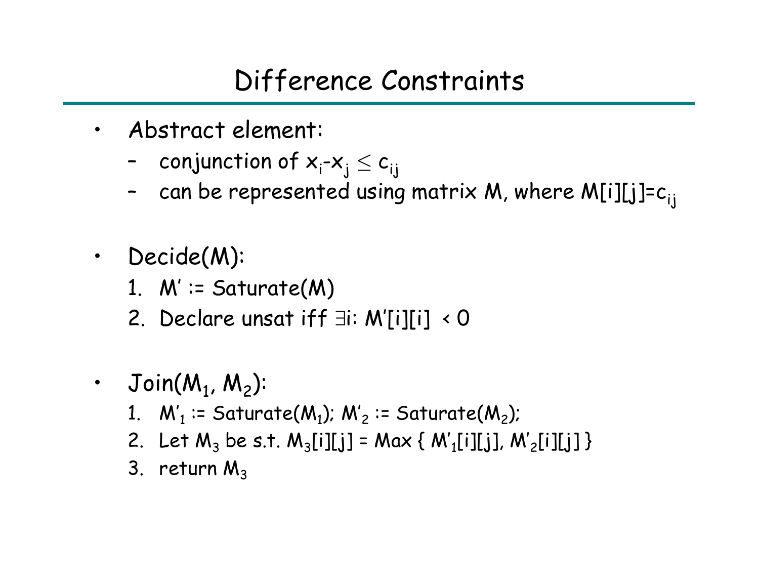# Difference Constraints

- Abstract element:
  - conjunction of $x_i - x_j \leq c_{ij}$
  - can be represented using matrix M, where $M[i][j] = c_{ij}$

- Decide(M):
  1. M' := Saturate(M)
  2. Declare unsat iff $\exists$i: M'[i][i] < 0

- Join($M_1$, $M_2$):
  1. $M'_1$ := Saturate($M_1$); $M'_2$ := Saturate($M_2$);
  2. Let $M_3$ be s.t. $M_3[i][j] = \text{Max}\{ M'_1[i][j], M'_2[i][j] \}$
  3. return $M_3$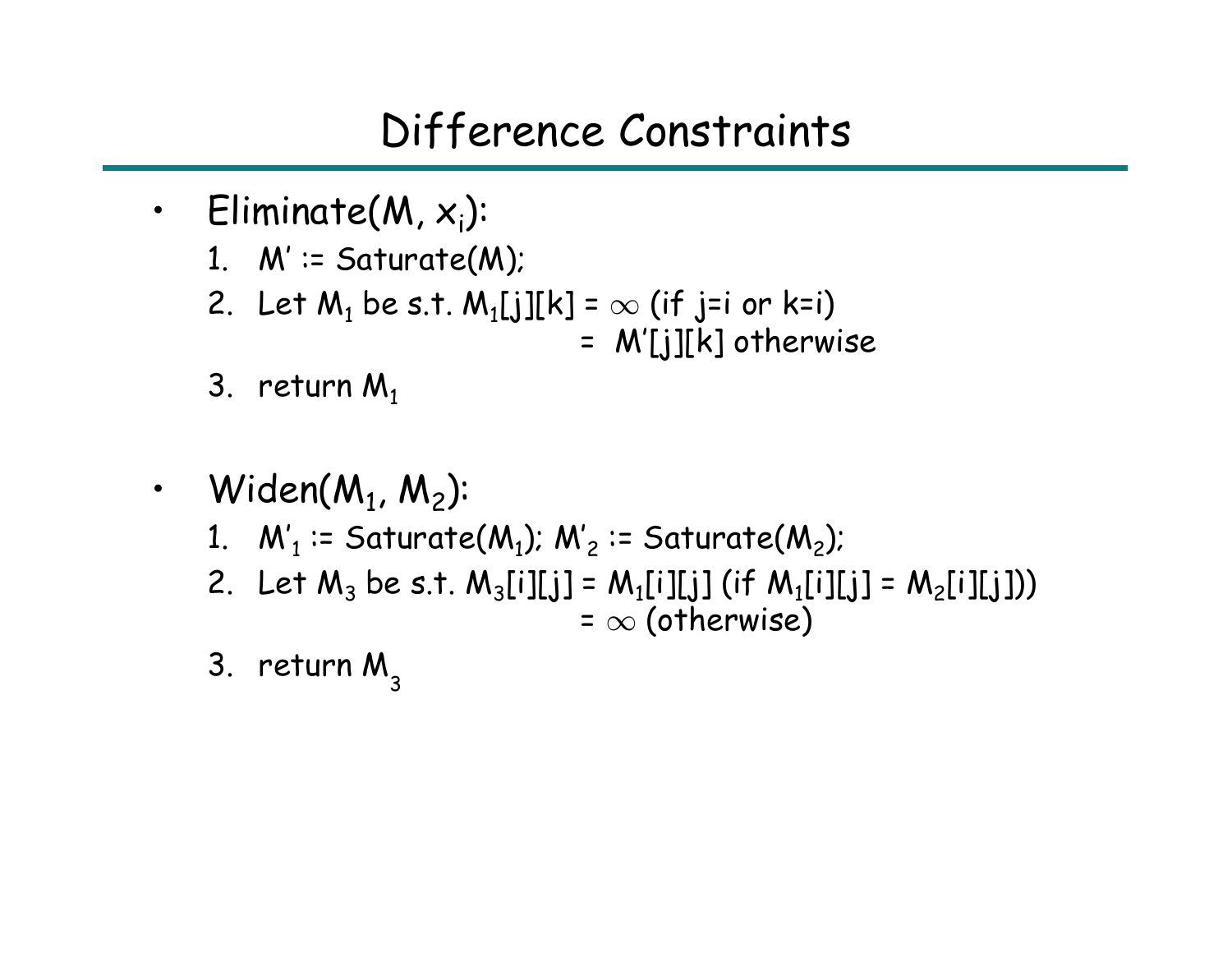# Difference Constraints

- Eliminate($M$, $x_i$):
  1. $M'$ := Saturate($M$);
  2. Let $M_1$ be s.t. $M_1[j][k] = \infty$ (if j=i or k=i)
     $= M'[j][k]$ otherwise
  3. return $M_1$

- Widen($M_1$, $M_2$):
  1. $M'_1$ := Saturate($M_1$); $M'_2$ := Saturate($M_2$);
  2. Let $M_3$ be s.t. $M_3[i][j] = M_1[i][j]$ (if $M_1[i][j] = M_2[i][j]$))
     $= \infty$ (otherwise)
  3. return $M_3$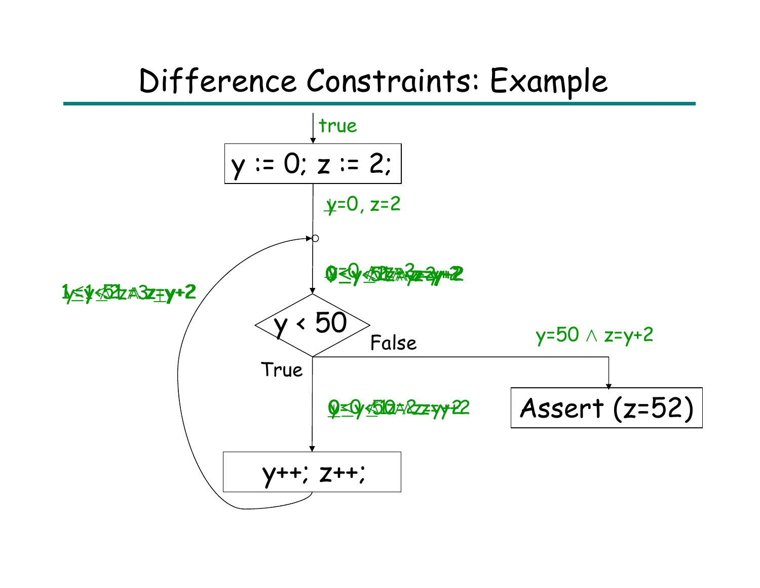# Difference Constraints: Example

true

y := 0; z := 2;

$y=0, z=2$

$0\le y\le 51 \wedge z=y+2$

$1\le y\le 51 \wedge z=y+2$

y < 50

False

True

$y=50 \wedge z=y+2$

$0\le y\le 50 \wedge z=y+2$

Assert (z=52)

y++; z++;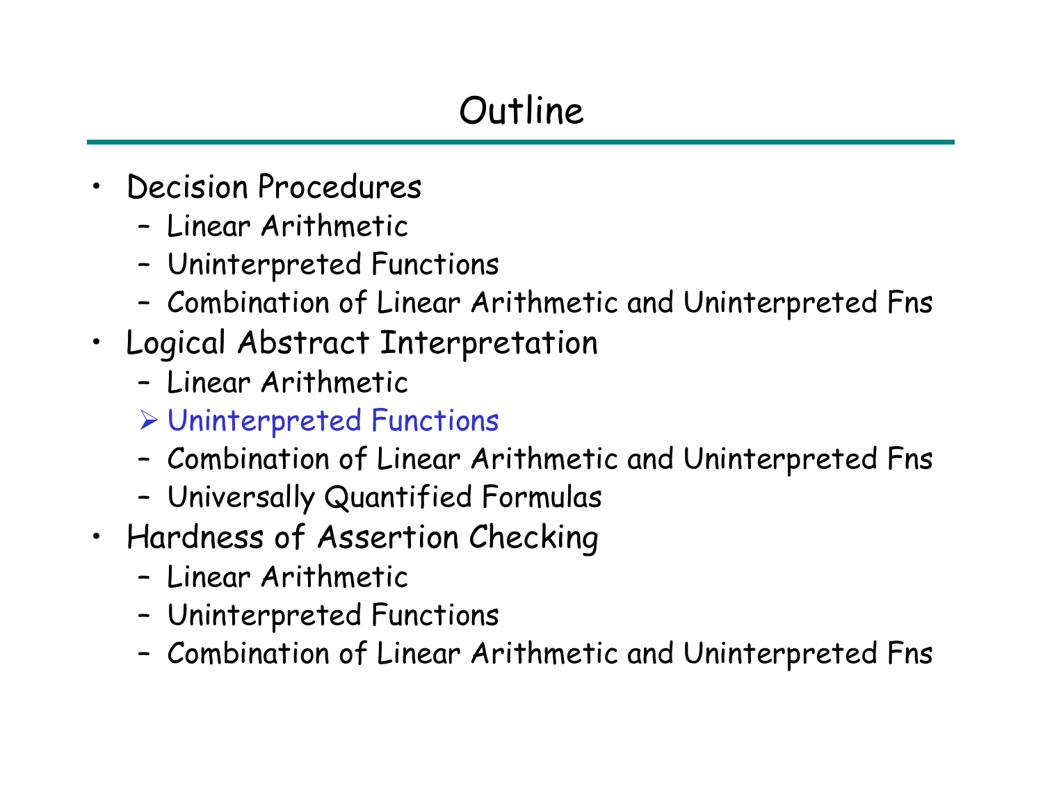# Outline

- Decision Procedures
  - Linear Arithmetic
  - Uninterpreted Functions
  - Combination of Linear Arithmetic and Uninterpreted Fns
- Logical Abstract Interpretation
  - Linear Arithmetic
  - ➢ Uninterpreted Functions
  - Combination of Linear Arithmetic and Uninterpreted Fns
  - Universally Quantified Formulas
- Hardness of Assertion Checking
  - Linear Arithmetic
  - Uninterpreted Functions
  - Combination of Linear Arithmetic and Uninterpreted Fns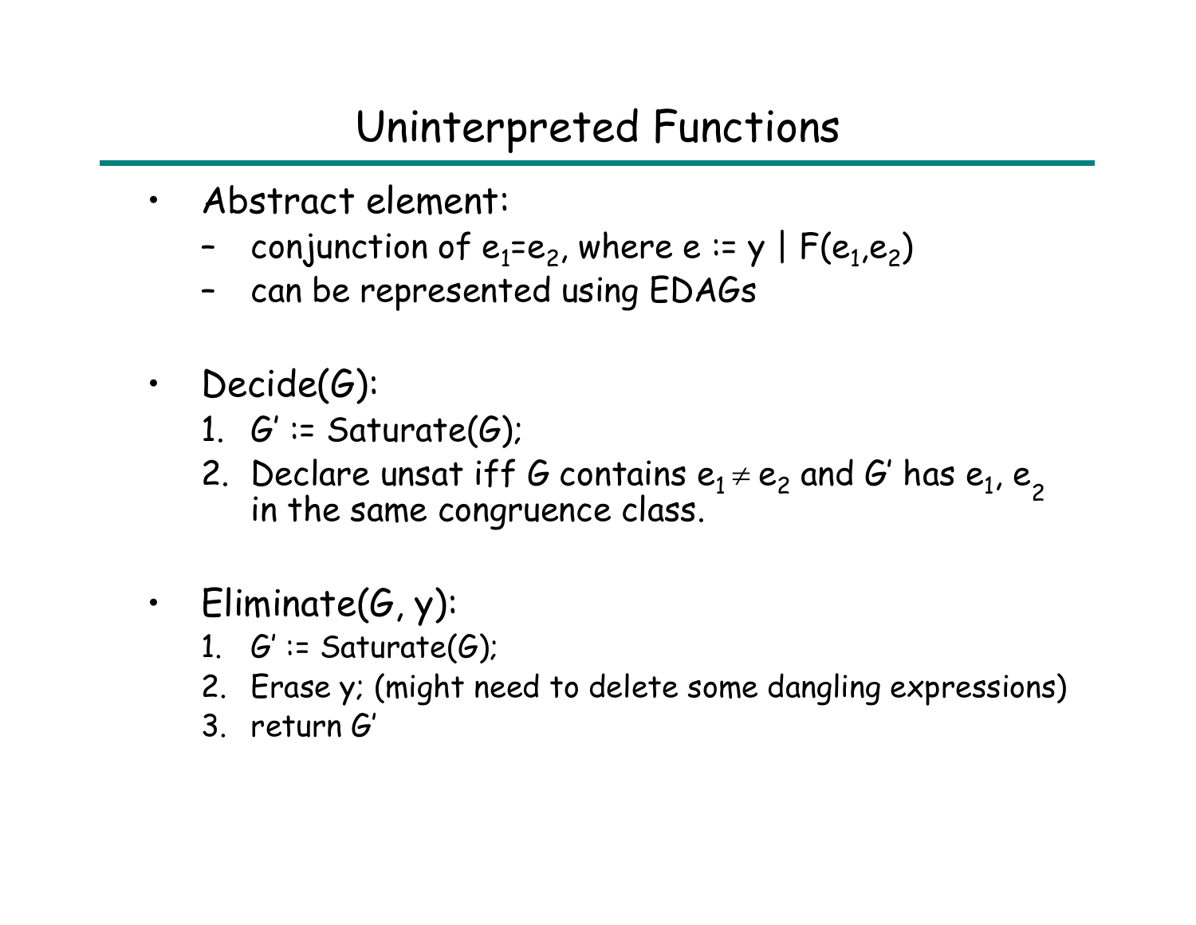# Uninterpreted Functions

- Abstract element:
  - conjunction of $e_1 = e_2$, where $e := y \mid F(e_1, e_2)$
  - can be represented using EDAGs

- Decide(*G*):
  1. *G'* := Saturate(*G*);
  2. Declare unsat iff *G* contains $e_1 \neq e_2$ and *G'* has $e_1$, $e_2$ in the same congruence class.

- Eliminate(*G*, y):
  1. *G'* := Saturate(*G*);
  2. Erase y; (might need to delete some dangling expressions)
  3. return *G'*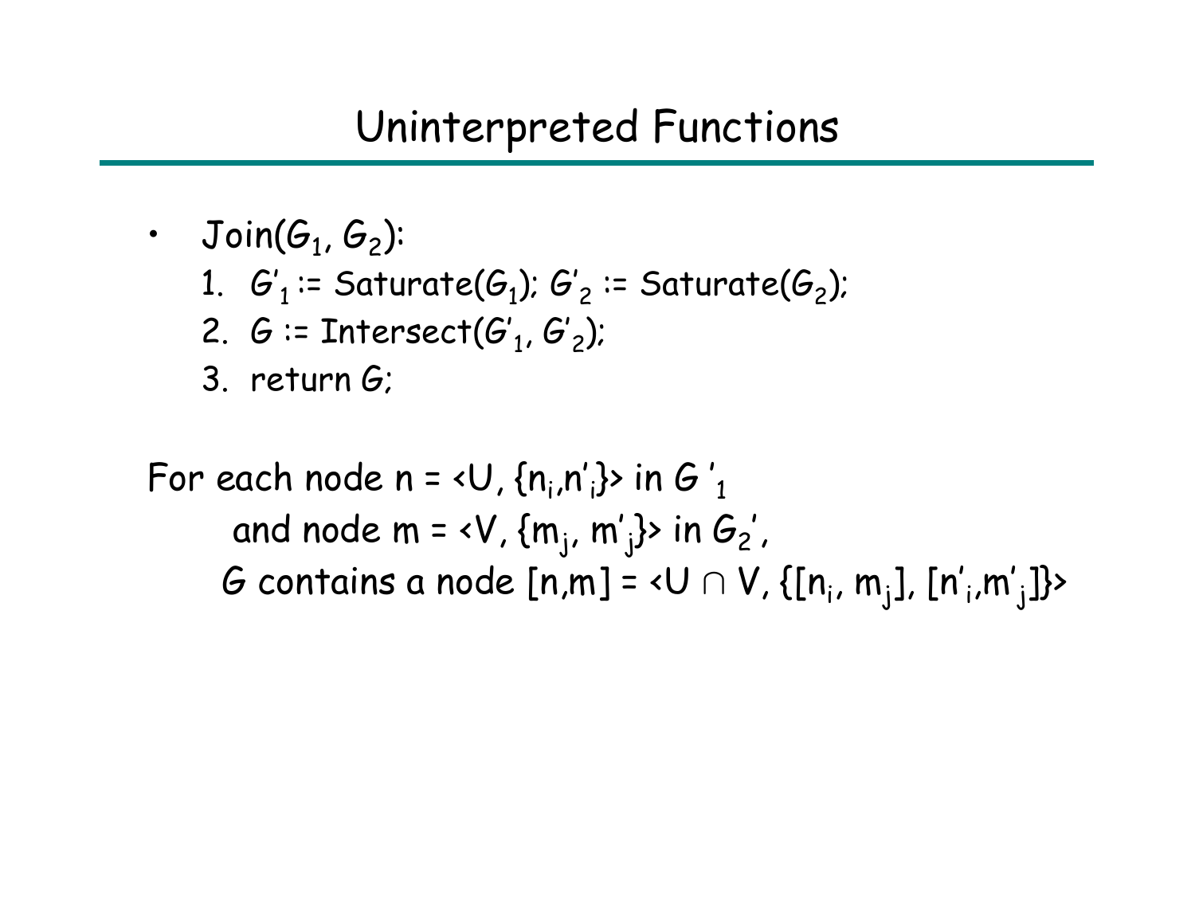# Uninterpreted Functions

- Join($G_1$, $G_2$):
  1. $G'_1$ := Saturate($G_1$); $G'_2$ := Saturate($G_2$);
  2. $G$ := Intersect($G'_1$, $G'_2$);
  3. return $G$;

For each node n = <U, {$n_i$,$n'_i$}> in $G'_1$
and node m = <V, {$m_j$, $m'_j$}> in $G_2'$,
$G$ contains a node [n,m] = <U ∩ V, {[$n_i$, $m_j$], [$n'_i$,$m'_j$]}>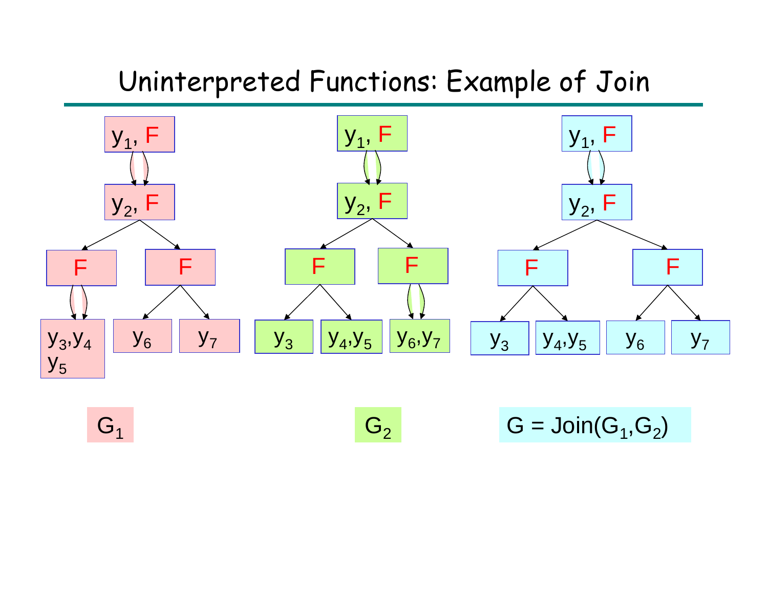# Uninterpreted Functions: Example of Join

$y_1$, F → $y_2$, F → F, F

$G_1$: $y_1$, F → $y_2$, F; $y_2$, F → F (→ $y_3$,$y_4$,$y_5$) and F (→ $y_6$, $y_7$)

$G_2$: $y_1$, F → $y_2$, F; $y_2$, F → F (→ $y_3$, $y_4$,$y_5$) and F (→ $y_6$,$y_7$)

$G = \text{Join}(G_1,G_2)$: $y_1$, F → $y_2$, F; $y_2$, F → F (→ $y_3$, $y_4$,$y_5$) and F (→ $y_6$, $y_7$)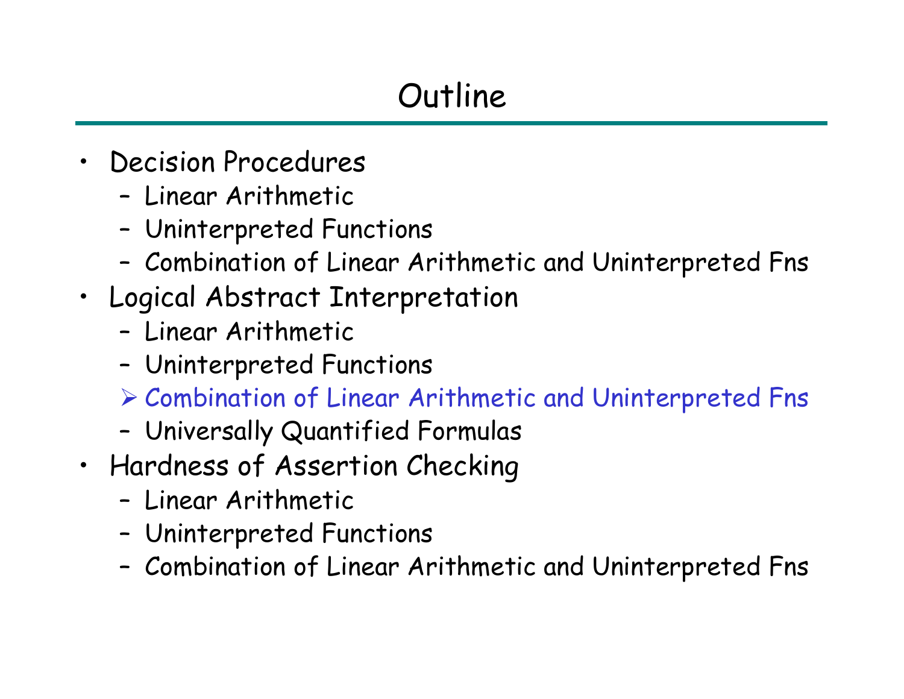# Outline

- Decision Procedures
  - Linear Arithmetic
  - Uninterpreted Functions
  - Combination of Linear Arithmetic and Uninterpreted Fns
- Logical Abstract Interpretation
  - Linear Arithmetic
  - Uninterpreted Functions
  - ➢ Combination of Linear Arithmetic and Uninterpreted Fns
  - Universally Quantified Formulas
- Hardness of Assertion Checking
  - Linear Arithmetic
  - Uninterpreted Functions
  - Combination of Linear Arithmetic and Uninterpreted Fns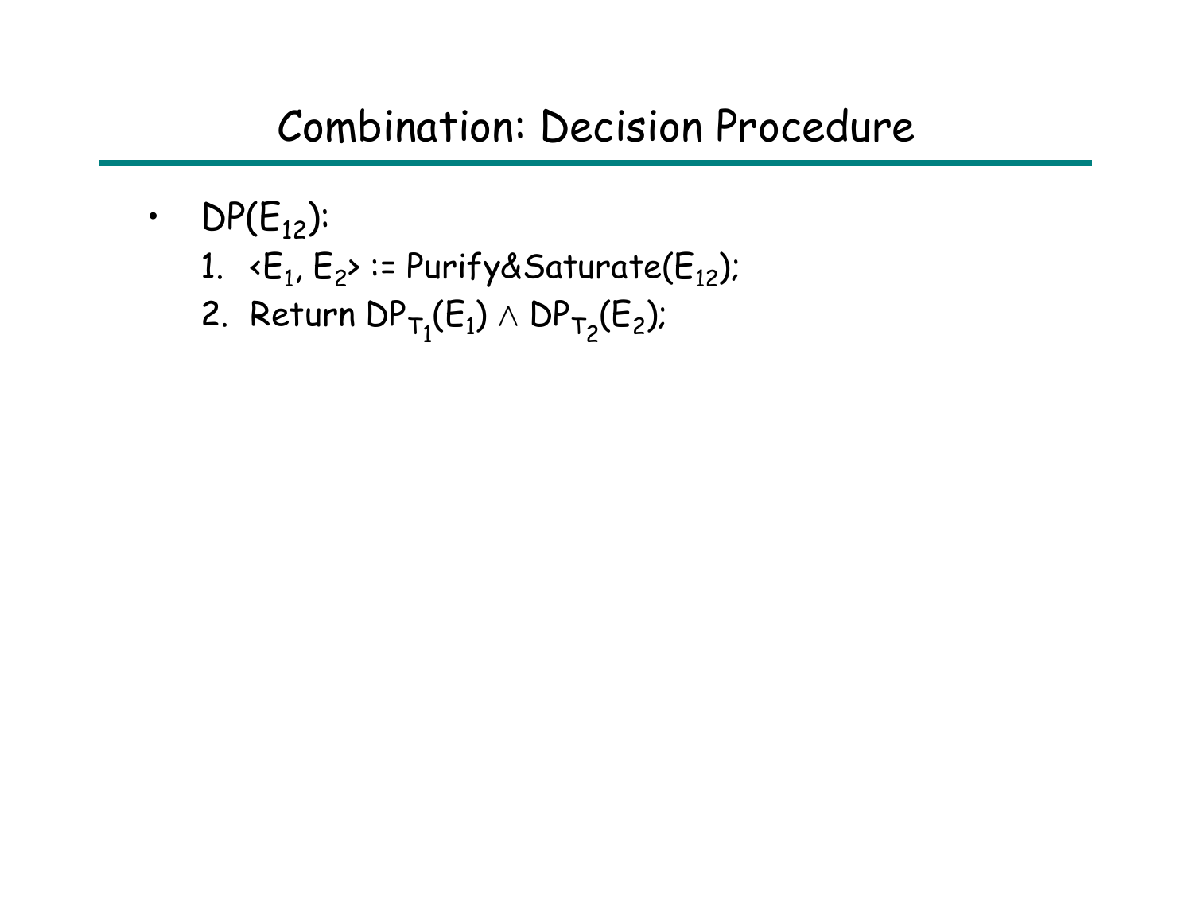# Combination: Decision Procedure

- $DP(E_{12})$:
  1. $\langle E_1, E_2 \rangle$ := Purify&Saturate($E_{12}$);
  2. Return $DP_{T_1}(E_1) \wedge DP_{T_2}(E_2)$;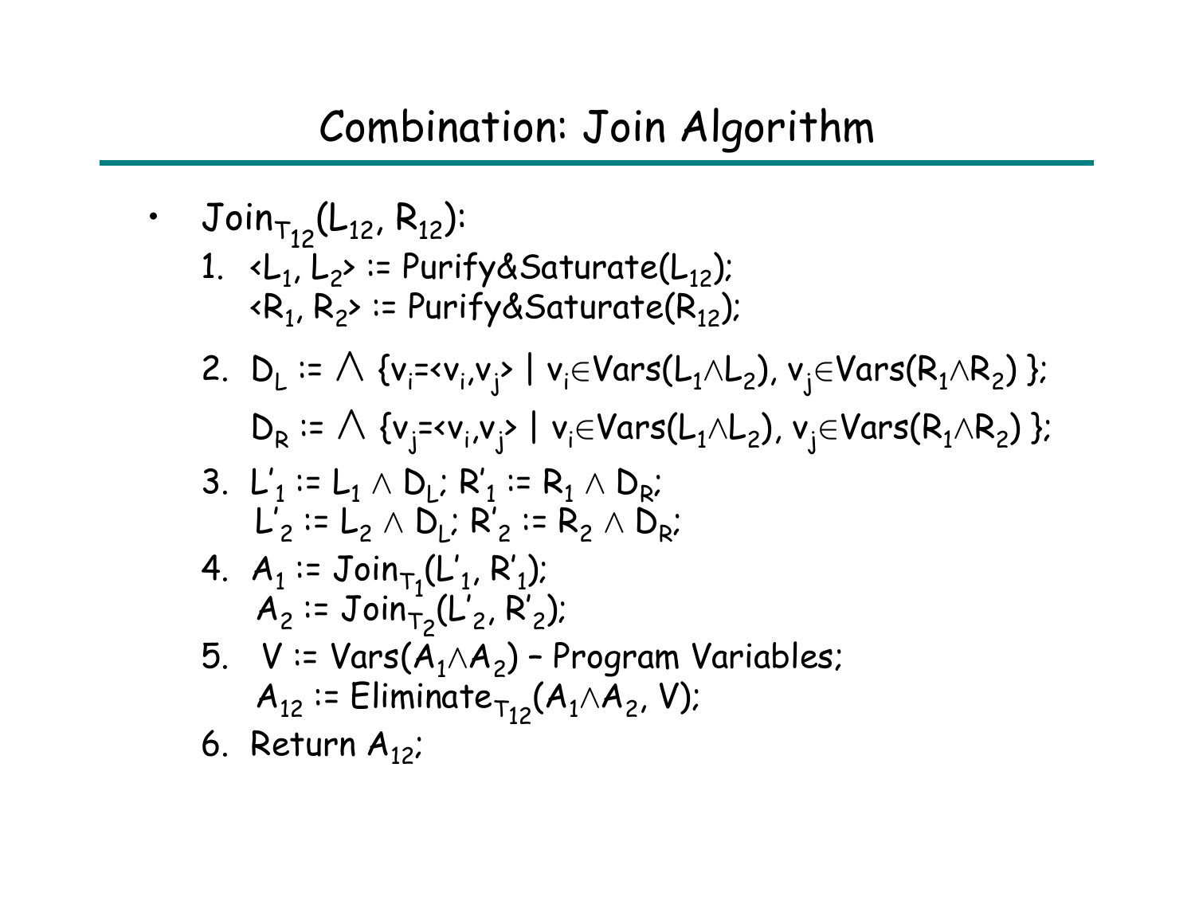# Combination: Join Algorithm

- $\text{Join}_{T_{12}}(L_{12}, R_{12})$:
  1. $\langle L_1, L_2 \rangle := \text{Purify\&Saturate}(L_{12})$;
     $\langle R_1, R_2 \rangle := \text{Purify\&Saturate}(R_{12})$;
  2. $D_L := \bigwedge \{v_i = \langle v_i, v_j \rangle \mid v_i \in \text{Vars}(L_1 \wedge L_2),\ v_j \in \text{Vars}(R_1 \wedge R_2)\}$;
     $D_R := \bigwedge \{v_j = \langle v_i, v_j \rangle \mid v_i \in \text{Vars}(L_1 \wedge L_2),\ v_j \in \text{Vars}(R_1 \wedge R_2)\}$;
  3. $L'_1 := L_1 \wedge D_L$; $R'_1 := R_1 \wedge D_R$;
     $L'_2 := L_2 \wedge D_L$; $R'_2 := R_2 \wedge D_R$;
  4. $A_1 := \text{Join}_{T_1}(L'_1, R'_1)$;
     $A_2 := \text{Join}_{T_2}(L'_2, R'_2)$;
  5. $V := \text{Vars}(A_1 \wedge A_2)$ – Program Variables;
     $A_{12} := \text{Eliminate}_{T_{12}}(A_1 \wedge A_2, V)$;
  6. Return $A_{12}$;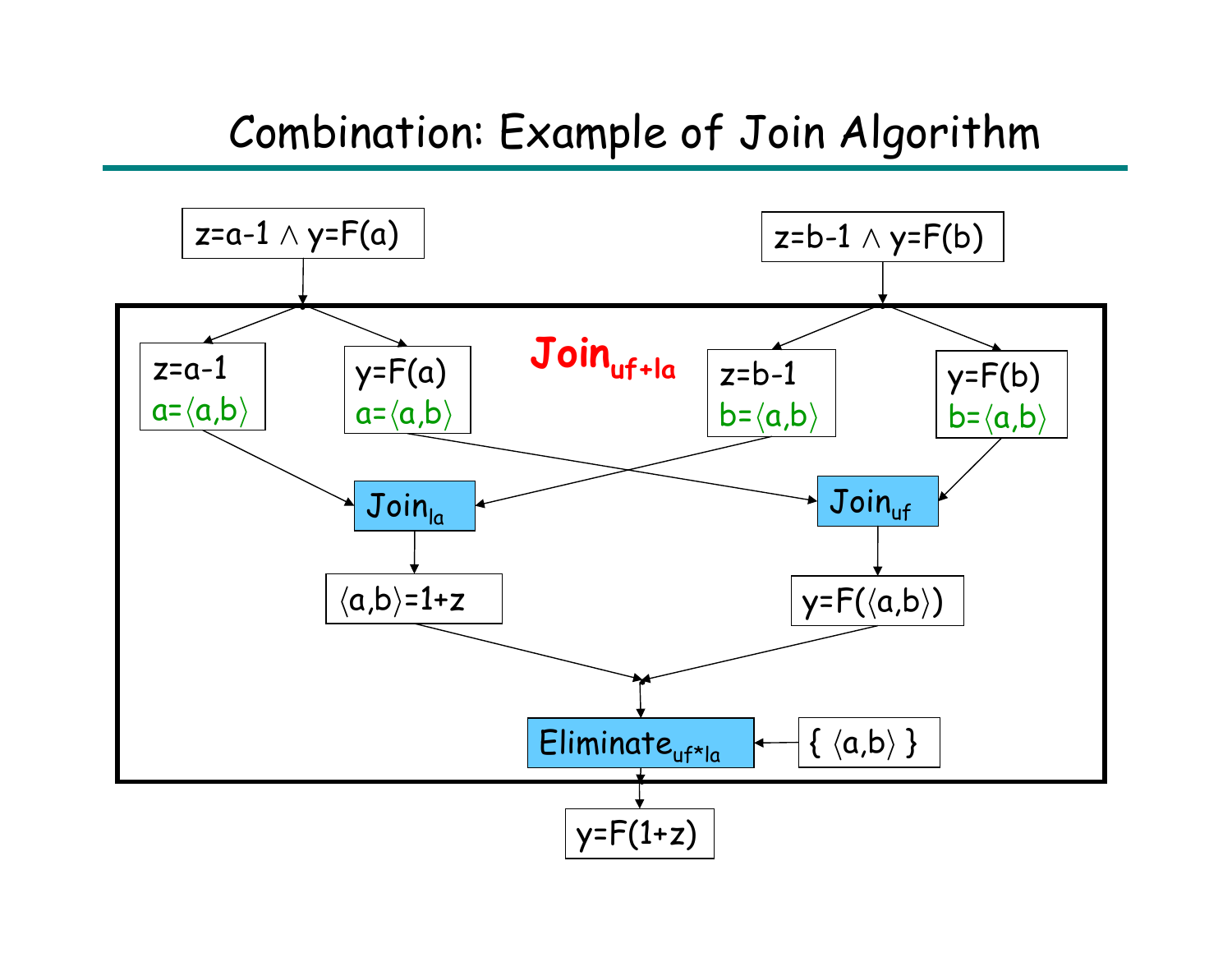# Combination: Example of Join Algorithm

$z = a - 1 \wedge y = F(a)$

$z = b - 1 \wedge y = F(b)$

**$\text{Join}_{uf+la}$**

- $z = a - 1$; $a = \langle a,b \rangle$
- $y = F(a)$; $a = \langle a,b \rangle$
- $z = b - 1$; $b = \langle a,b \rangle$
- $y = F(b)$; $b = \langle a,b \rangle$

$\text{Join}_{la}$ → $\langle a,b \rangle = 1 + z$

$\text{Join}_{uf}$ → $y = F(\langle a,b \rangle)$

$\text{Eliminate}_{uf*la}$ ← $\{ \langle a,b \rangle \}$

$y = F(1 + z)$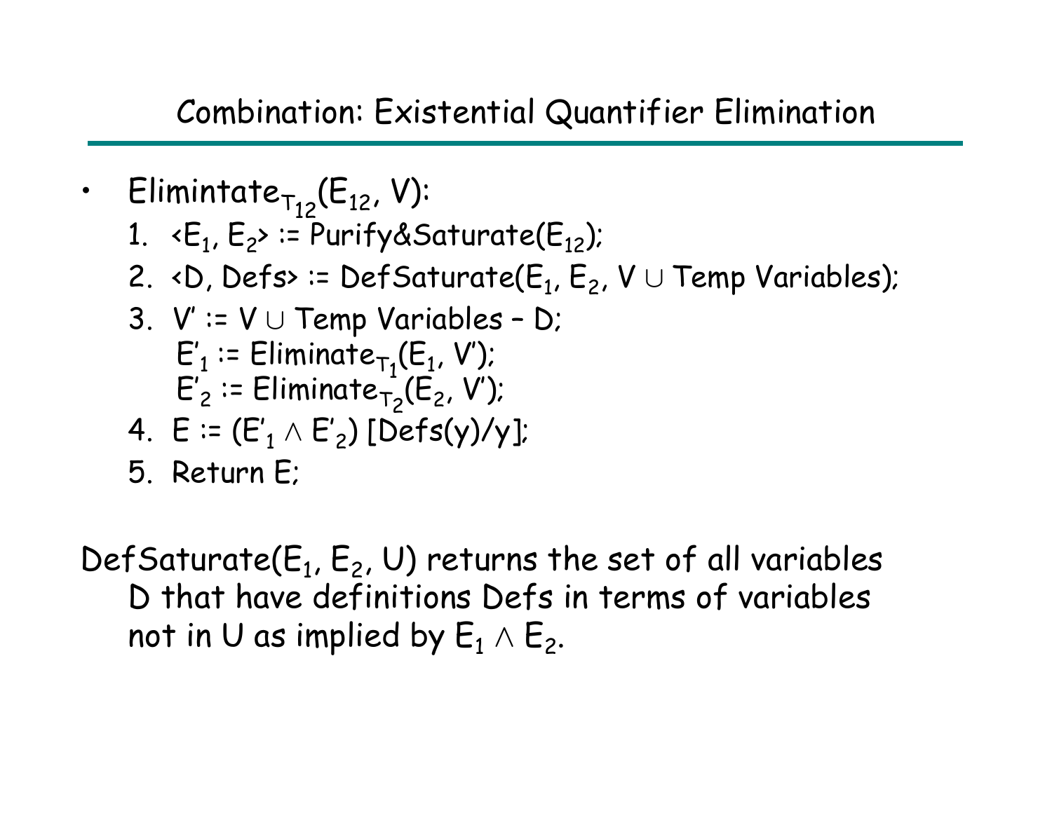# Combination: Existential Quantifier Elimination

- $\text{Elimintate}_{T_{12}}(E_{12}, V)$:
  1. $\langle E_1, E_2 \rangle$ := Purify&Saturate($E_{12}$);
  2. $\langle D, Defs \rangle$ := DefSaturate($E_1$, $E_2$, $V \cup$ Temp Variables);
  3. $V'$ := $V \cup$ Temp Variables – D;
     $E'_1$ := $\text{Eliminate}_{T_1}(E_1, V')$;
     $E'_2$ := $\text{Eliminate}_{T_2}(E_2, V')$;
  4. E := $(E'_1 \wedge E'_2)$ [Defs(y)/y];
  5. Return E;

DefSaturate($E_1$, $E_2$, U) returns the set of all variables D that have definitions Defs in terms of variables not in U as implied by $E_1 \wedge E_2$.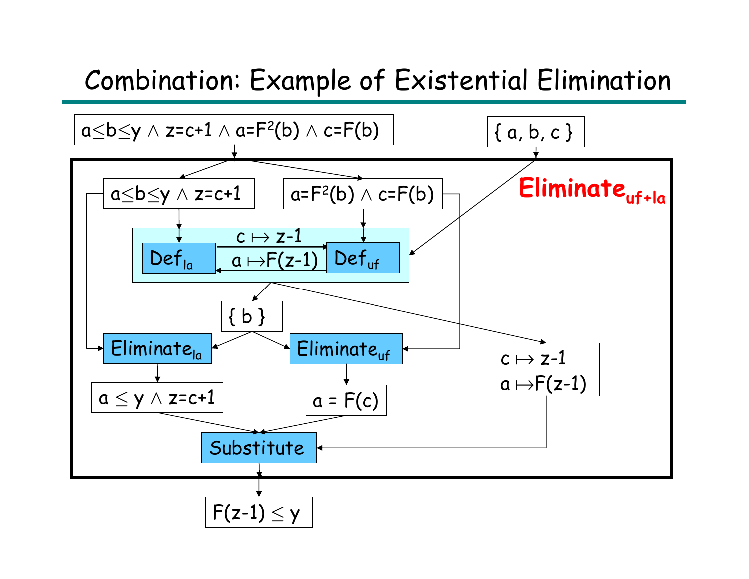# Combination: Example of Existential Elimination

$a \leq b \leq y \wedge z=c+1 \wedge a=F^2(b) \wedge c=F(b)$

$\{ a, b, c \}$

**$\text{Eliminate}_{uf+la}$**

$a \leq b \leq y \wedge z=c+1$

$a=F^2(b) \wedge c=F(b)$

$\text{Def}_{la}$

$c \mapsto z\text{-}1$

$a \mapsto F(z\text{-}1)$

$\text{Def}_{uf}$

$\{ b \}$

$\text{Eliminate}_{la}$

$\text{Eliminate}_{uf}$

$c \mapsto z\text{-}1$

$a \mapsto F(z\text{-}1)$

$a \leq y \wedge z=c+1$

$a = F(c)$

Substitute

$F(z\text{-}1) \leq y$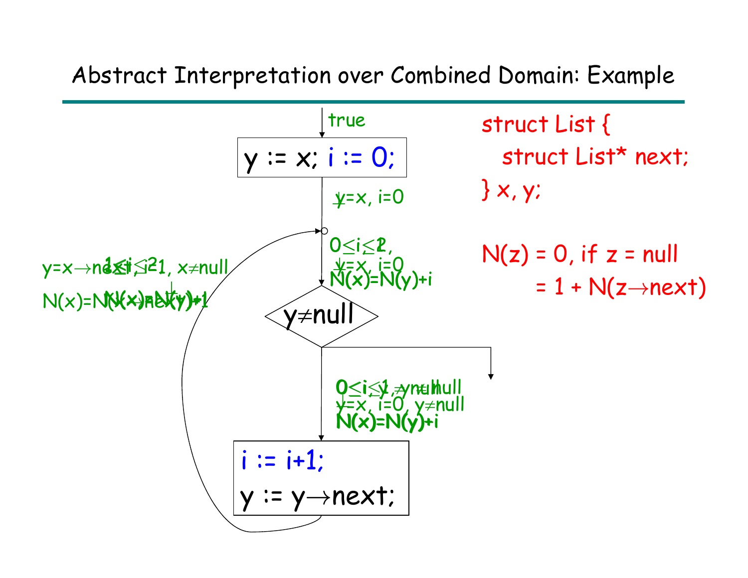# Abstract Interpretation over Combined Domain: Example

true

```
y := x; i := 0;
```

$y=x$, $i=0$

$0 \leq i \leq 2$,
$y=x$, $i=0$
$N(x)=N(y)+i$

$y \neq null$

$0 \leq i \leq 1$, $y \neq null$
$y=x$, $i=0$, $y \neq null$
$N(x)=N(y)+i$

```
i := i+1;
y := y→next;
```

$y=x \rightarrow next$, $1 \leq i \leq 2$, $i=1$, $x \neq null$
$N(x)=N(x \rightarrow next)+1$, $N(x)=N(y)+i$

```
struct List {
  struct List* next;
} x, y;
```

$N(z) = 0$, if $z = null$
$\quad = 1 + N(z \rightarrow next)$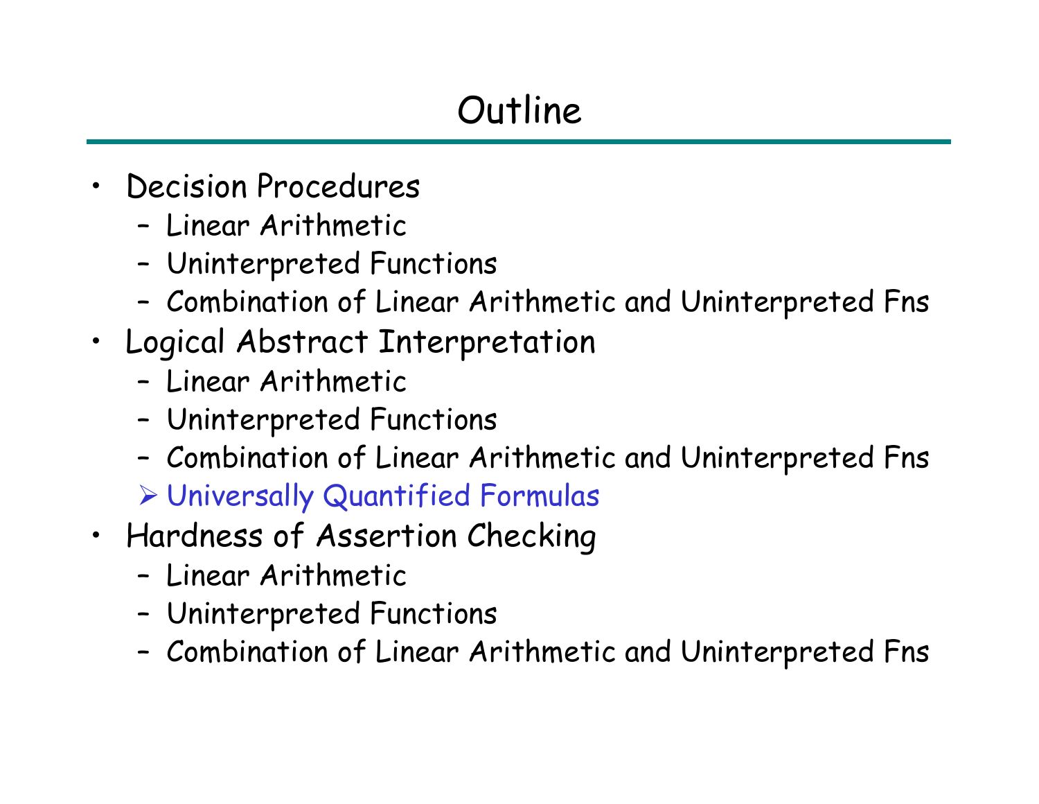# Outline

- Decision Procedures
  - Linear Arithmetic
  - Uninterpreted Functions
  - Combination of Linear Arithmetic and Uninterpreted Fns
- Logical Abstract Interpretation
  - Linear Arithmetic
  - Uninterpreted Functions
  - Combination of Linear Arithmetic and Uninterpreted Fns
  - ➢ Universally Quantified Formulas
- Hardness of Assertion Checking
  - Linear Arithmetic
  - Uninterpreted Functions
  - Combination of Linear Arithmetic and Uninterpreted Fns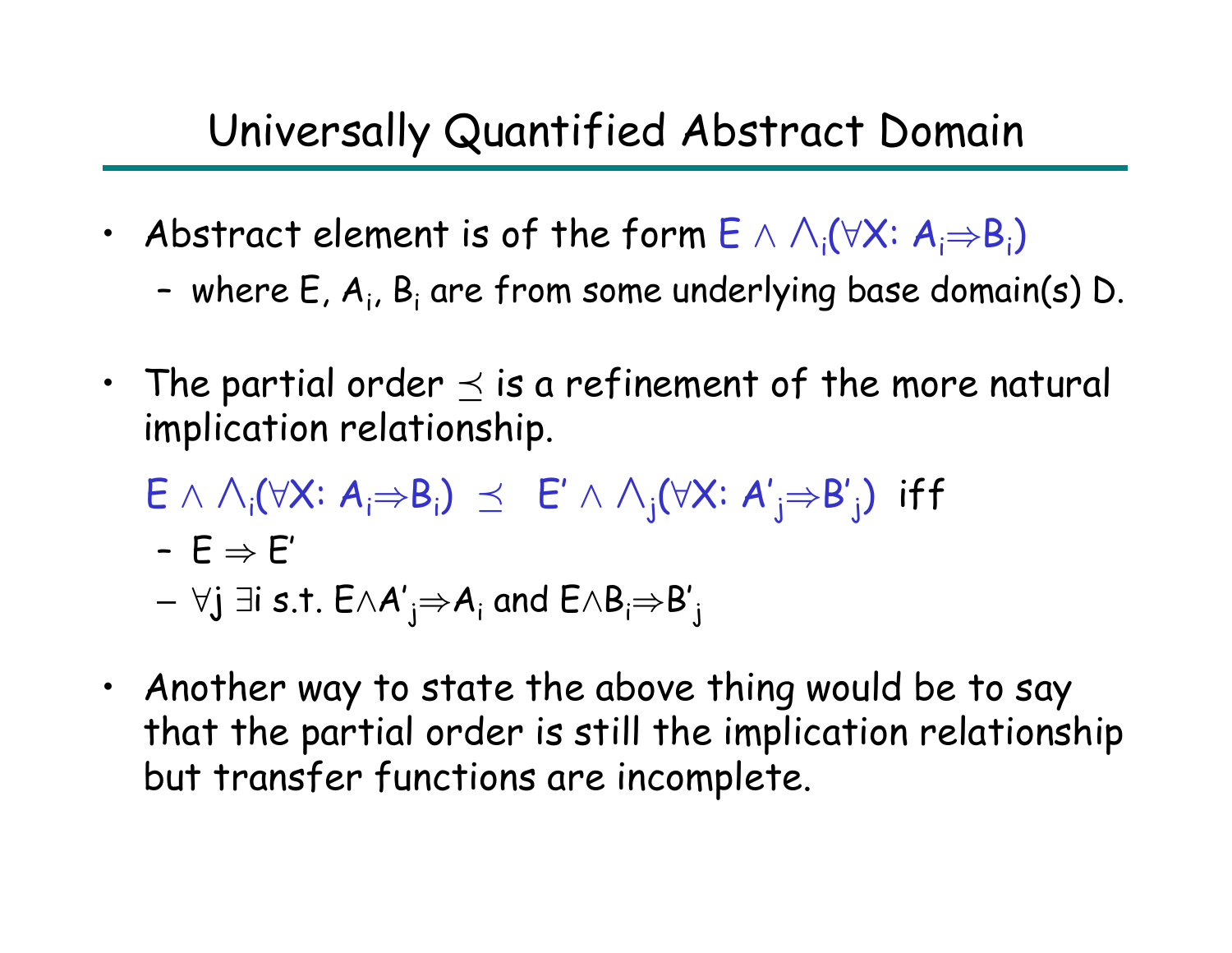# Universally Quantified Abstract Domain

- Abstract element is of the form $E \wedge \bigwedge_i (\forall X: A_i \Rightarrow B_i)$
  - where $E$, $A_i$, $B_i$ are from some underlying base domain(s) D.

- The partial order $\preceq$ is a refinement of the more natural implication relationship.

  $E \wedge \bigwedge_i (\forall X: A_i \Rightarrow B_i) \preceq E' \wedge \bigwedge_j (\forall X: A'_j \Rightarrow B'_j)$ iff
  - $E \Rightarrow E'$
  - $\forall j \; \exists i$ s.t. $E \wedge A'_j \Rightarrow A_i$ and $E \wedge B_i \Rightarrow B'_j$

- Another way to state the above thing would be to say that the partial order is still the implication relationship but transfer functions are incomplete.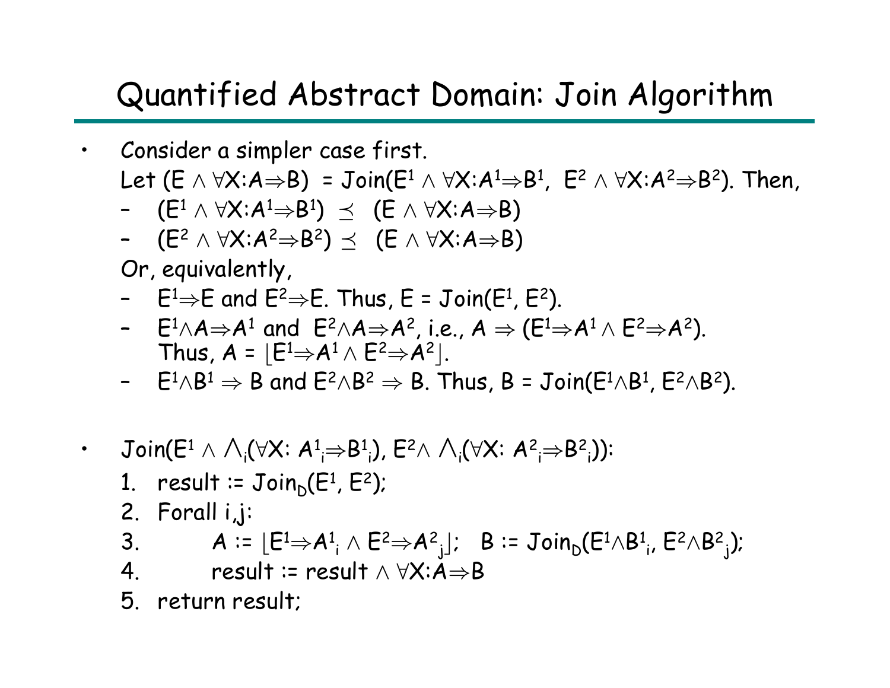# Quantified Abstract Domain: Join Algorithm

- Consider a simpler case first.

  Let $(E \wedge \forall X{:}A \Rightarrow B) = \text{Join}(E^1 \wedge \forall X{:}A^1 \Rightarrow B^1,\ E^2 \wedge \forall X{:}A^2 \Rightarrow B^2)$. Then,
  - $(E^1 \wedge \forall X{:}A^1 \Rightarrow B^1) \preceq (E \wedge \forall X{:}A \Rightarrow B)$
  - $(E^2 \wedge \forall X{:}A^2 \Rightarrow B^2) \preceq (E \wedge \forall X{:}A \Rightarrow B)$

  Or, equivalently,
  - $E^1 \Rightarrow E$ and $E^2 \Rightarrow E$. Thus, $E = \text{Join}(E^1, E^2)$.
  - $E^1 \wedge A \Rightarrow A^1$ and $E^2 \wedge A \Rightarrow A^2$, i.e., $A \Rightarrow (E^1 \Rightarrow A^1 \wedge E^2 \Rightarrow A^2)$.
    Thus, $A = \lfloor E^1 \Rightarrow A^1 \wedge E^2 \Rightarrow A^2 \rfloor$.
  - $E^1 \wedge B^1 \Rightarrow B$ and $E^2 \wedge B^2 \Rightarrow B$. Thus, $B = \text{Join}(E^1 \wedge B^1, E^2 \wedge B^2)$.

- $\text{Join}(E^1 \wedge \bigwedge_i(\forall X{:}\ A^1_i \Rightarrow B^1_i),\ E^2 \wedge \bigwedge_i(\forall X{:}\ A^2_i \Rightarrow B^2_i))$:
  1. result := $\text{Join}_D(E^1, E^2)$;
  2. Forall i,j:
  3. $\quad A := \lfloor E^1 \Rightarrow A^1_i \wedge E^2 \Rightarrow A^2_j \rfloor$; $\quad B := \text{Join}_D(E^1 \wedge B^1_i, E^2 \wedge B^2_j)$;
  4. $\quad$ result := result $\wedge\ \forall X{:}A \Rightarrow B$
  5. return result;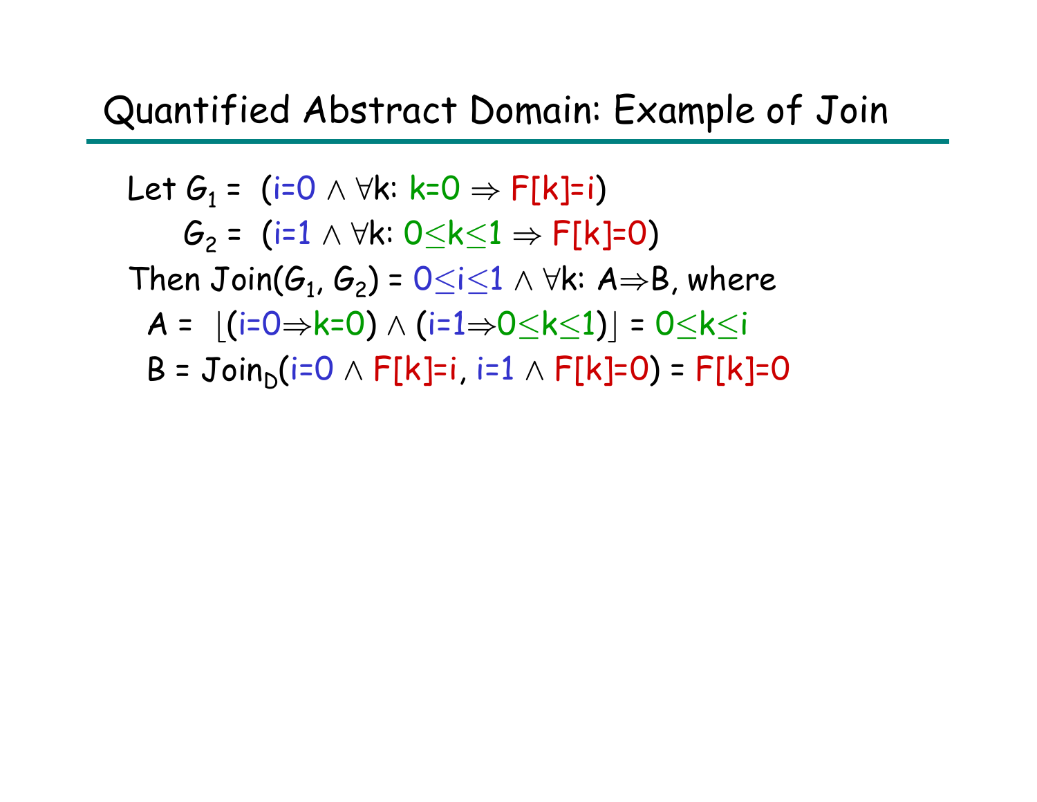# Quantified Abstract Domain: Example of Join

Let $G_1 = (i=0 \wedge \forall k\colon k=0 \Rightarrow F[k]=i)$

$G_2 = (i=1 \wedge \forall k\colon 0 \leq k \leq 1 \Rightarrow F[k]=0)$

Then $\text{Join}(G_1, G_2) = 0 \leq i \leq 1 \wedge \forall k\colon A \Rightarrow B$, where

$A = \lfloor (i=0 \Rightarrow k=0) \wedge (i=1 \Rightarrow 0 \leq k \leq 1) \rfloor = 0 \leq k \leq i$

$B = \text{Join}_D(i=0 \wedge F[k]=i,\ i=1 \wedge F[k]=0) = F[k]=0$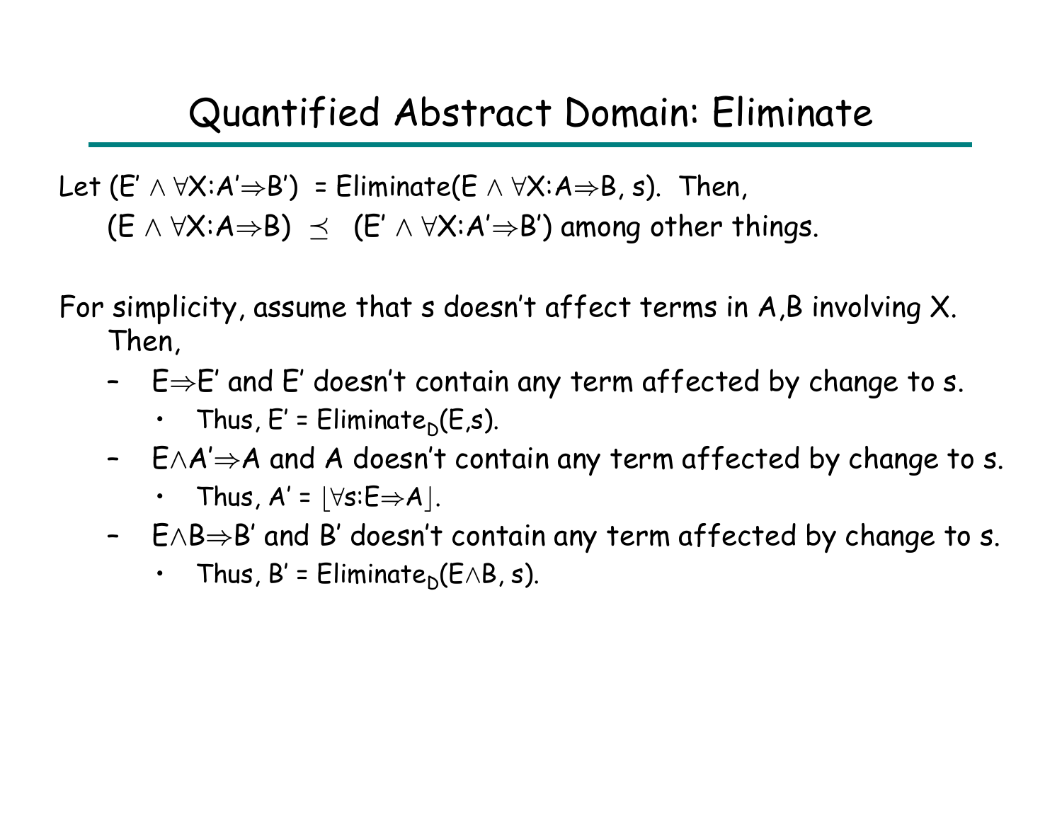# Quantified Abstract Domain: Eliminate

Let $(E' \wedge \forall X{:}A' \Rightarrow B')$ = Eliminate$(E \wedge \forall X{:}A \Rightarrow B, s)$. Then,
$(E \wedge \forall X{:}A \Rightarrow B) \preceq (E' \wedge \forall X{:}A' \Rightarrow B')$ among other things.

For simplicity, assume that s doesn't affect terms in A,B involving X. Then,

- $E \Rightarrow E'$ and E' doesn't contain any term affected by change to s.
  - Thus, $E' = \text{Eliminate}_D(E,s)$.
- $E \wedge A' \Rightarrow A$ and A doesn't contain any term affected by change to s.
  - Thus, $A' = \lfloor \forall s{:}E \Rightarrow A \rfloor$.
- $E \wedge B \Rightarrow B'$ and B' doesn't contain any term affected by change to s.
  - Thus, $B' = \text{Eliminate}_D(E \wedge B, s)$.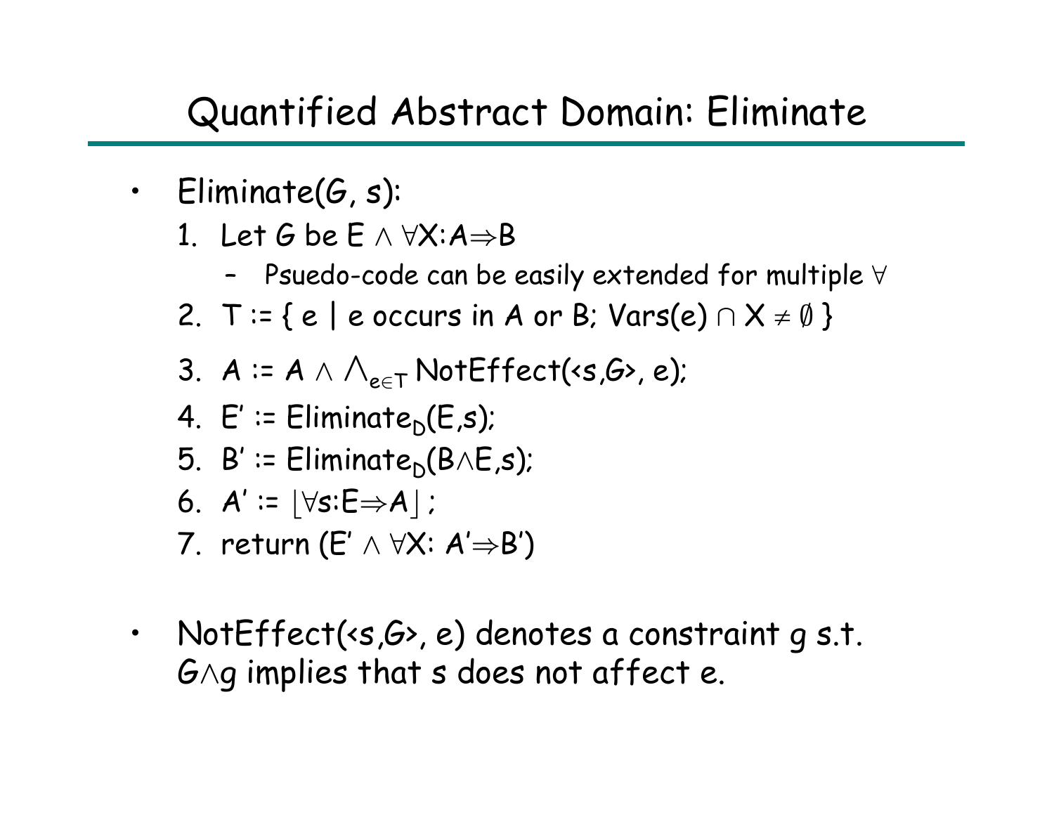# Quantified Abstract Domain: Eliminate

- Eliminate($G$, $s$):
  1. Let $G$ be $E \wedge \forall X{:}A \Rightarrow B$
     - Psuedo-code can be easily extended for multiple $\forall$
  2. $T := \{ e \mid e$ occurs in $A$ or $B$; $\text{Vars}(e) \cap X \neq \emptyset \}$
  3. $A := A \wedge \bigwedge_{e \in T} \text{NotEffect}(\langle s,G \rangle, e)$;
  4. $E' := \text{Eliminate}_D(E,s)$;
  5. $B' := \text{Eliminate}_D(B \wedge E,s)$;
  6. $A' := \lfloor \forall s{:}E \Rightarrow A \rfloor$;
  7. return $(E' \wedge \forall X{:}\ A' \Rightarrow B')$

- NotEffect($\langle s,G \rangle$, $e$) denotes a constraint $g$ s.t. $G \wedge g$ implies that $s$ does not affect $e$.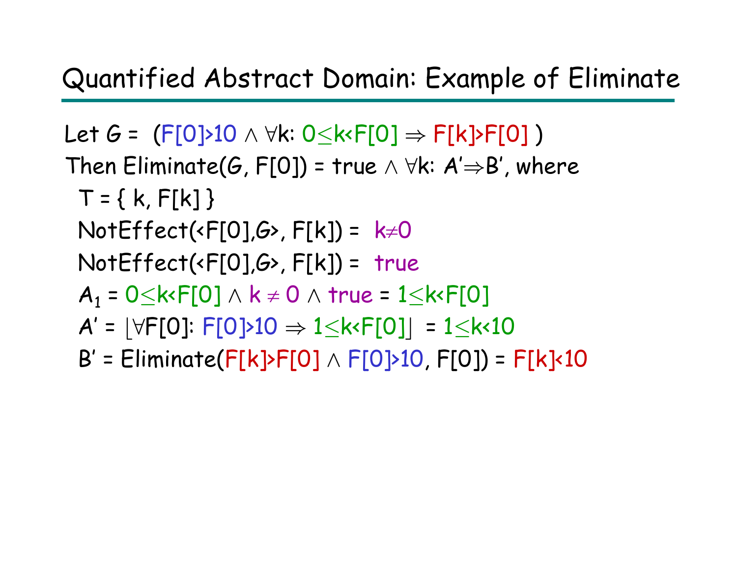# Quantified Abstract Domain: Example of Eliminate

Let $G = (F[0]>10 \wedge \forall k: 0 \leq k < F[0] \Rightarrow F[k]>F[0])$

Then Eliminate($G$, F[0]) = true $\wedge$ $\forall k: A' \Rightarrow B'$, where

- T = { k, F[k] }
- NotEffect(<F[0],$G$>, F[k]) = $k \neq 0$
- NotEffect(<F[0],$G$>, F[k]) = true
- $A_1 = 0 \leq k < F[0] \wedge k \neq 0 \wedge \text{true} = 1 \leq k < F[0]$
- $A' = \lfloor \forall F[0]: F[0]>10 \Rightarrow 1 \leq k < F[0] \rfloor = 1 \leq k < 10$
- $B'$ = Eliminate($F[k]>F[0] \wedge F[0]>10$, F[0]) = $F[k]<10$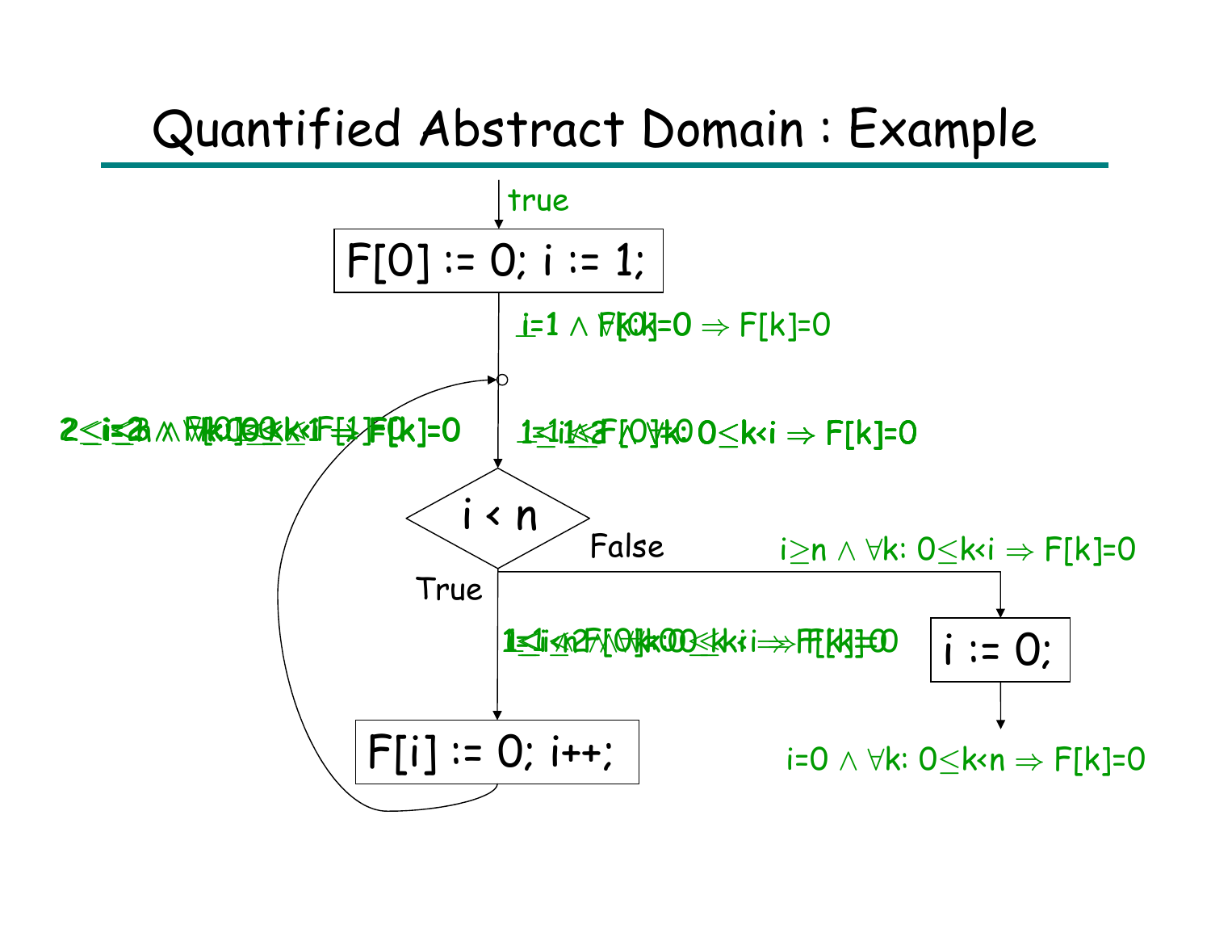# Quantified Abstract Domain : Example

true

F[0] := 0; i := 1;

$i=1 \wedge \forall k: 0 \leq k < i \Rightarrow F[k]=0$

$1 \leq i \leq n \wedge \forall k: 0 \leq k < i \Rightarrow F[k]=0$

$2 \leq i \leq n \wedge \forall k: 0 \leq k < i \Rightarrow F[k]=0$

i < n

True

$1 \leq i < n \wedge \forall k: 0 \leq k < i \Rightarrow F[k]=0$

F[i] := 0; i++;

False

$i \geq n \wedge \forall k: 0 \leq k < i \Rightarrow F[k]=0$

i := 0;

$i=0 \wedge \forall k: 0 \leq k < n \Rightarrow F[k]=0$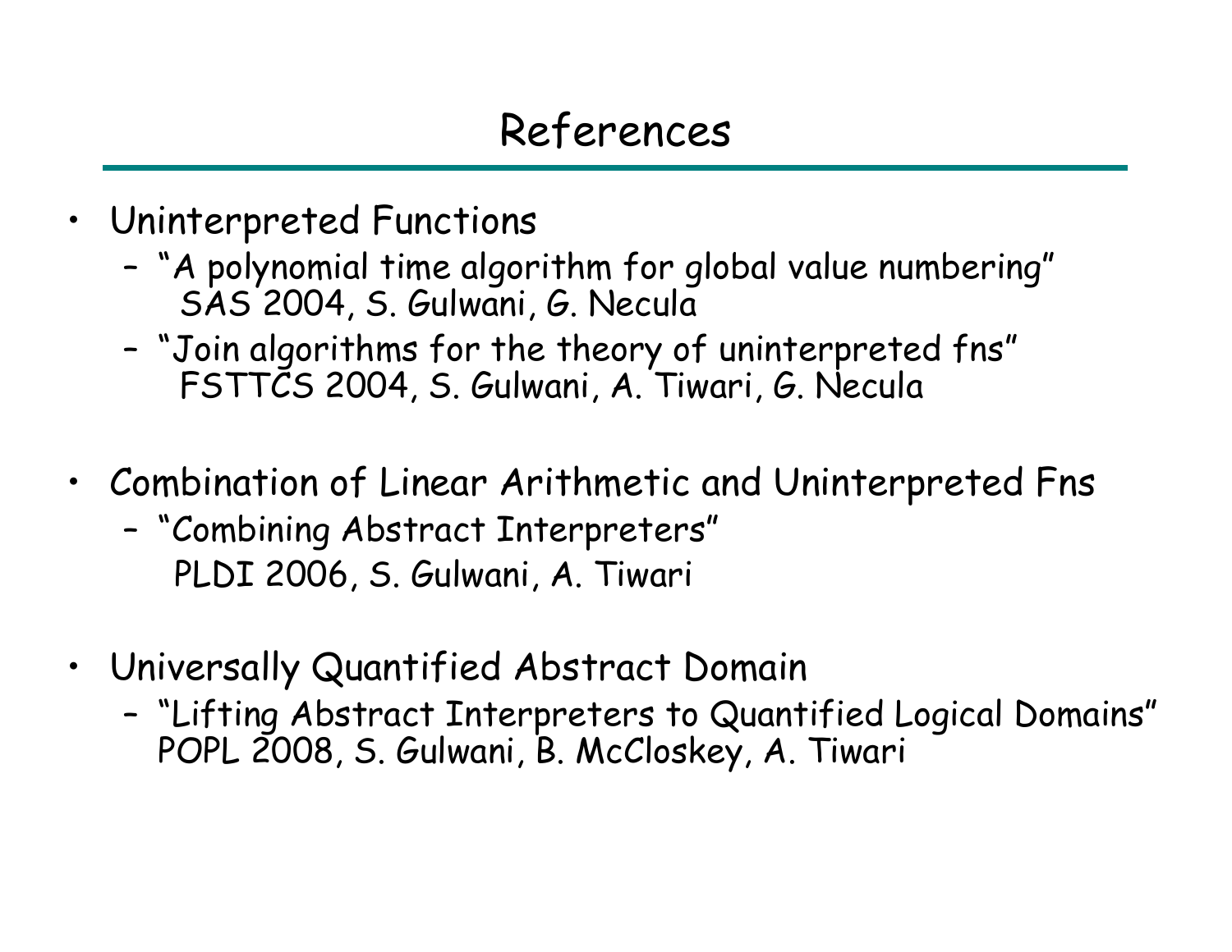# References

- Uninterpreted Functions
  - "A polynomial time algorithm for global value numbering"
    SAS 2004, S. Gulwani, G. Necula
  - "Join algorithms for the theory of uninterpreted fns"
    FSTTCS 2004, S. Gulwani, A. Tiwari, G. Necula

- Combination of Linear Arithmetic and Uninterpreted Fns
  - "Combining Abstract Interpreters"
    PLDI 2006, S. Gulwani, A. Tiwari

- Universally Quantified Abstract Domain
  - "Lifting Abstract Interpreters to Quantified Logical Domains"
    POPL 2008, S. Gulwani, B. McCloskey, A. Tiwari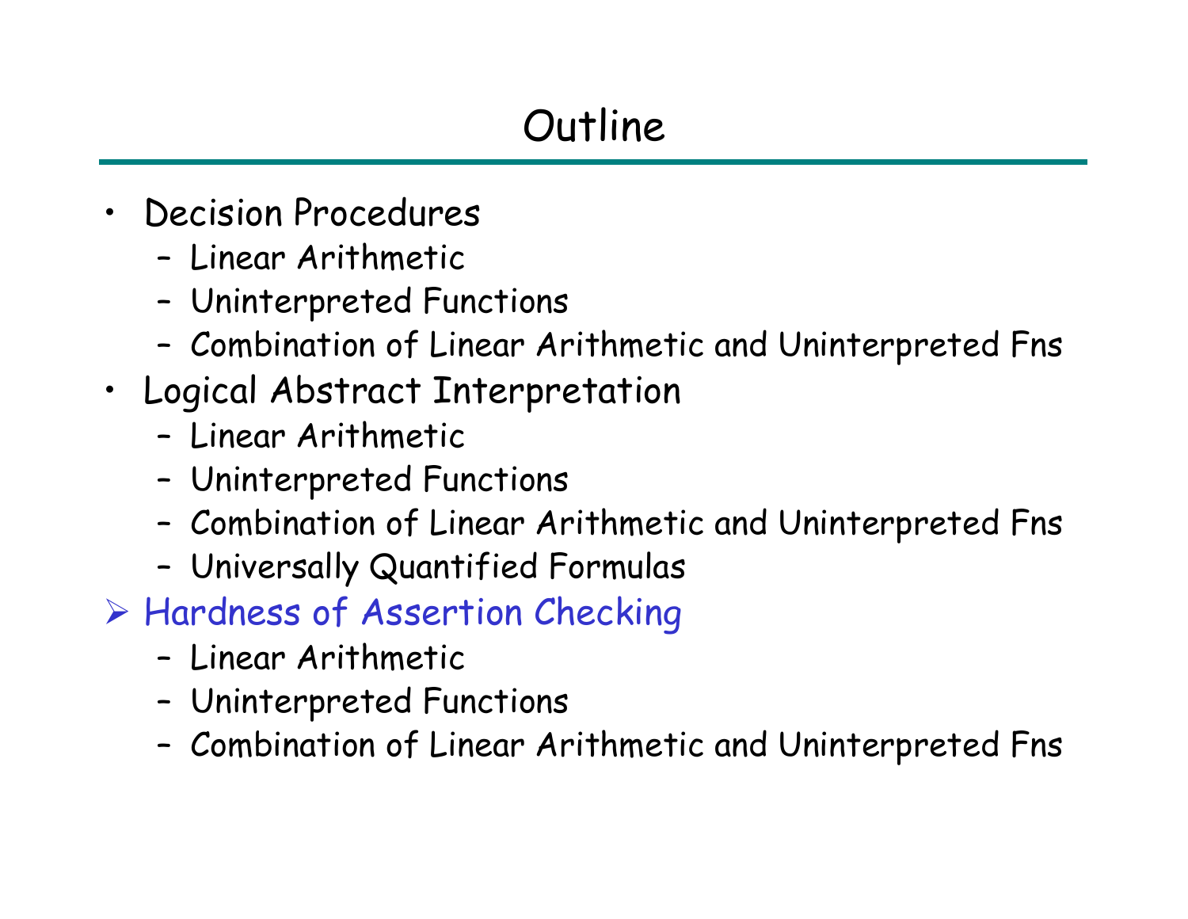# Outline

- Decision Procedures
  - Linear Arithmetic
  - Uninterpreted Functions
  - Combination of Linear Arithmetic and Uninterpreted Fns
- Logical Abstract Interpretation
  - Linear Arithmetic
  - Uninterpreted Functions
  - Combination of Linear Arithmetic and Uninterpreted Fns
  - Universally Quantified Formulas
- Hardness of Assertion Checking
  - Linear Arithmetic
  - Uninterpreted Functions
  - Combination of Linear Arithmetic and Uninterpreted Fns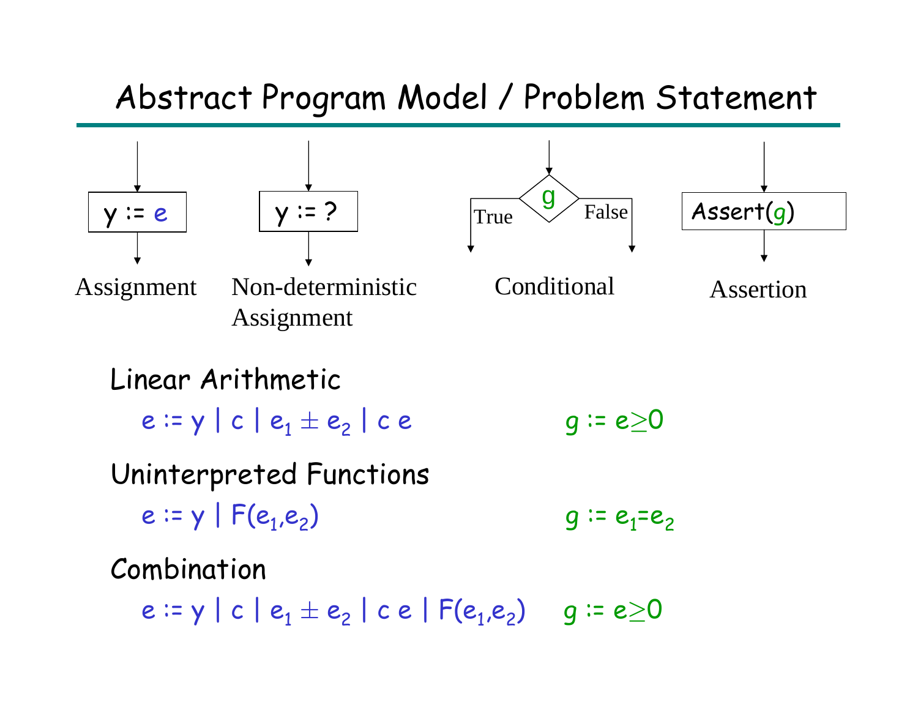# Abstract Program Model / Problem Statement

$y := e$

Assignment

$y := ?$

Non-deterministic Assignment

$g$ — True / False

Conditional

Assert($g$)

Assertion

**Linear Arithmetic**

$e := y \mid c \mid e_1 \pm e_2 \mid c\ e$ $\qquad g := e \geq 0$

**Uninterpreted Functions**

$e := y \mid F(e_1, e_2)$ $\qquad g := e_1 = e_2$

**Combination**

$e := y \mid c \mid e_1 \pm e_2 \mid c\ e \mid F(e_1, e_2)$ $\qquad g := e \geq 0$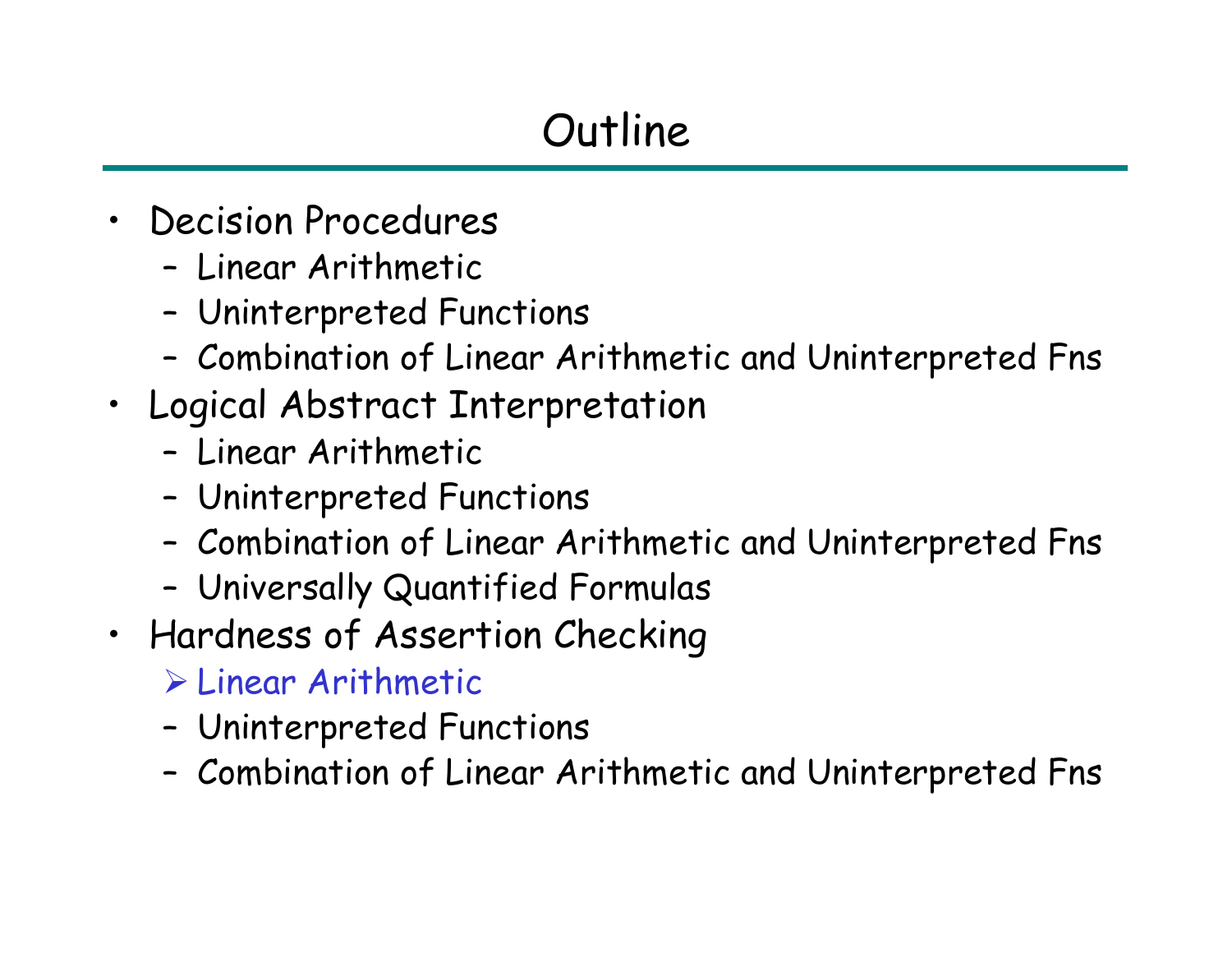# Outline

- Decision Procedures
  - Linear Arithmetic
  - Uninterpreted Functions
  - Combination of Linear Arithmetic and Uninterpreted Fns
- Logical Abstract Interpretation
  - Linear Arithmetic
  - Uninterpreted Functions
  - Combination of Linear Arithmetic and Uninterpreted Fns
  - Universally Quantified Formulas
- Hardness of Assertion Checking
  - ➢ Linear Arithmetic
  - Uninterpreted Functions
  - Combination of Linear Arithmetic and Uninterpreted Fns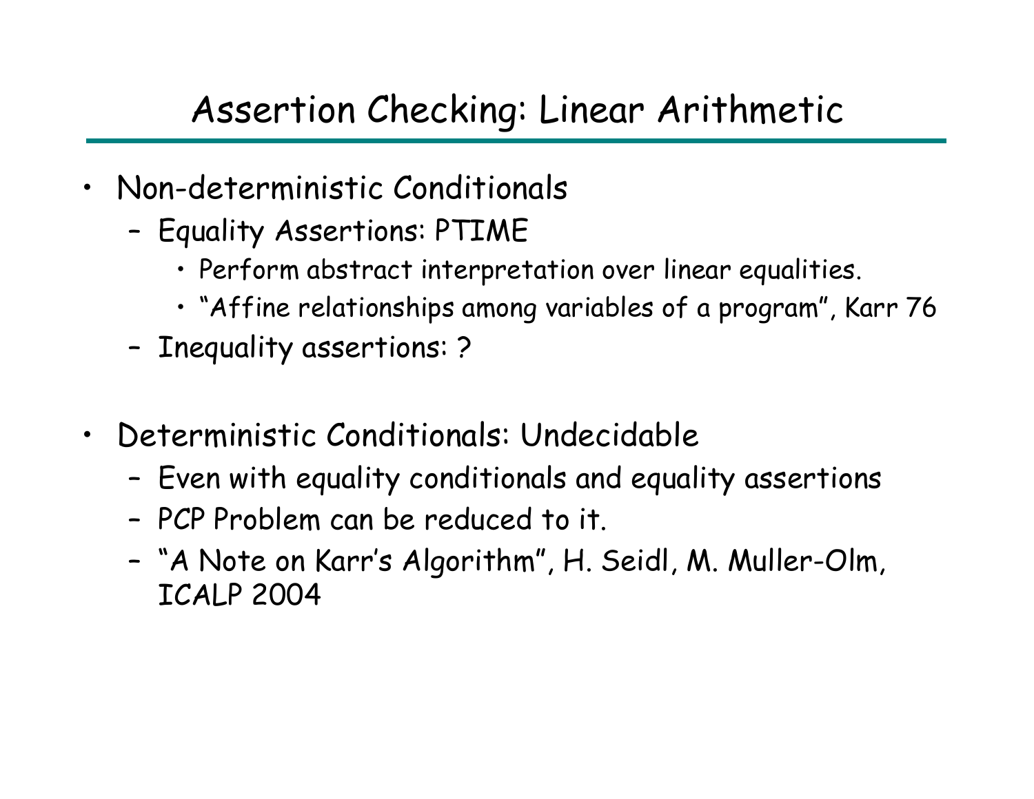# Assertion Checking: Linear Arithmetic

- Non-deterministic Conditionals
  - Equality Assertions: PTIME
    - Perform abstract interpretation over linear equalities.
    - "Affine relationships among variables of a program", Karr 76
  - Inequality assertions: ?
- Deterministic Conditionals: Undecidable
  - Even with equality conditionals and equality assertions
  - PCP Problem can be reduced to it.
  - "A Note on Karr's Algorithm", H. Seidl, M. Muller-Olm, ICALP 2004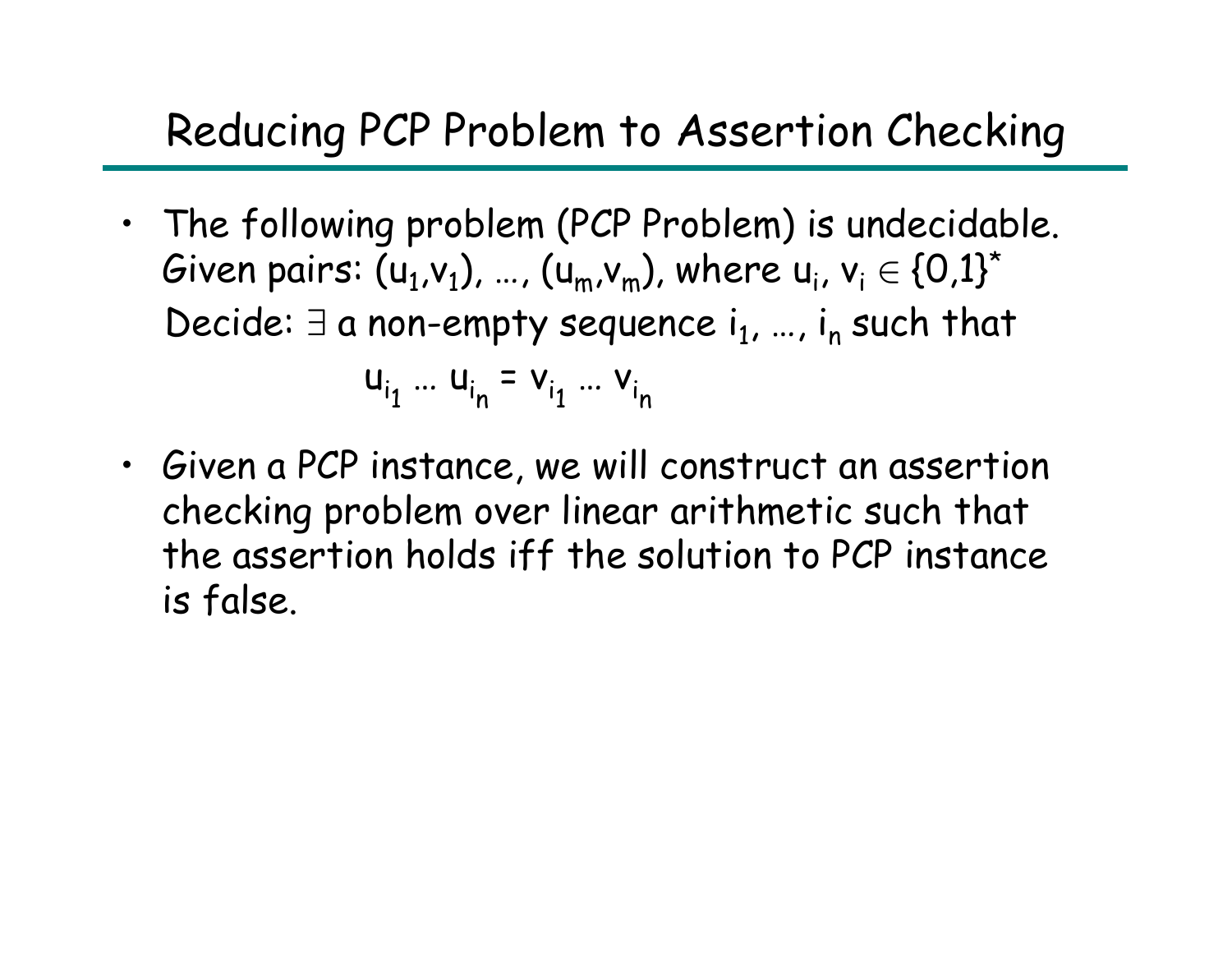# Reducing PCP Problem to Assertion Checking

- The following problem (PCP Problem) is undecidable. Given pairs: $(u_1,v_1), \ldots, (u_m,v_m)$, where $u_i, v_i \in \{0,1\}^*$
  Decide: $\exists$ a non-empty sequence $i_1, \ldots, i_n$ such that

$$u_{i_1} \ldots u_{i_n} = v_{i_1} \ldots v_{i_n}$$

- Given a PCP instance, we will construct an assertion checking problem over linear arithmetic such that the assertion holds iff the solution to PCP instance is false.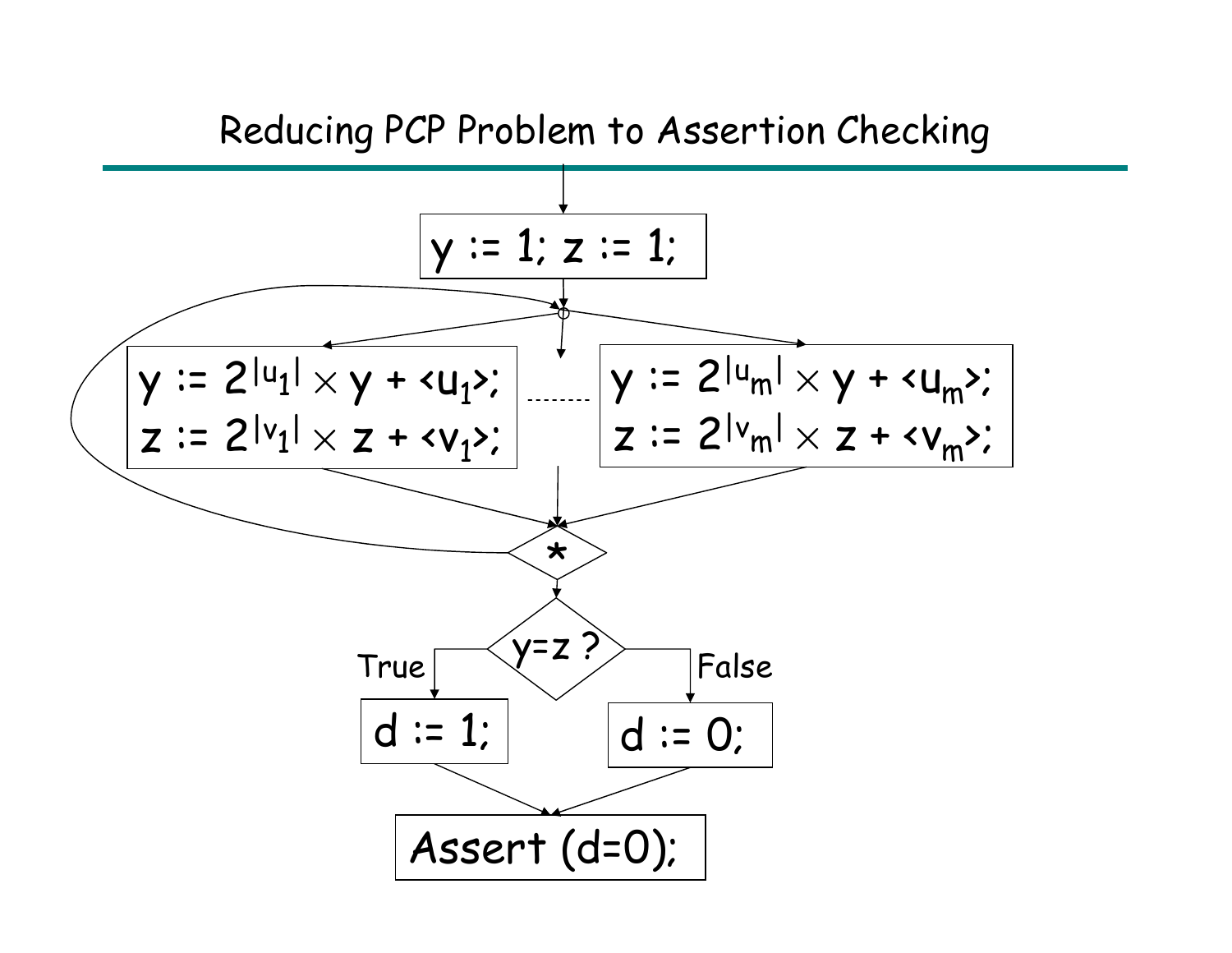# Reducing PCP Problem to Assertion Checking

```
y := 1; z := 1;

(loop, nondeterministic choice among:)

  y := 2^|u_1| × y + <u_1>;        ........        y := 2^|u_m| × y + <u_m>;
  z := 2^|v_1| × z + <v_1>;                         z := 2^|v_m| × z + <v_m>;

*   (nondeterministic: loop back or continue)

y=z ?
  True  -> d := 1;
  False -> d := 0;

Assert (d=0);
```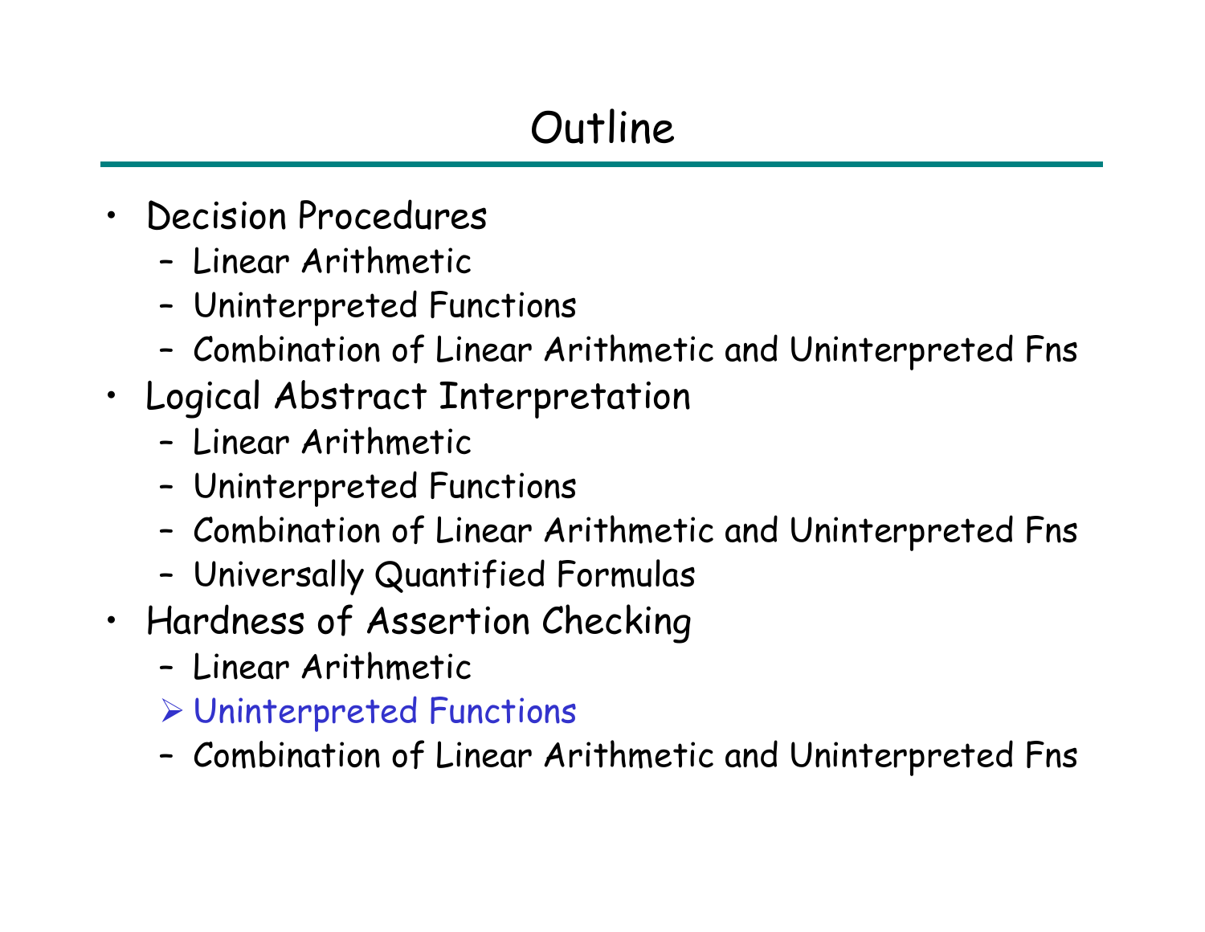# Outline

- Decision Procedures
  - Linear Arithmetic
  - Uninterpreted Functions
  - Combination of Linear Arithmetic and Uninterpreted Fns
- Logical Abstract Interpretation
  - Linear Arithmetic
  - Uninterpreted Functions
  - Combination of Linear Arithmetic and Uninterpreted Fns
  - Universally Quantified Formulas
- Hardness of Assertion Checking
  - Linear Arithmetic
  - ➢ Uninterpreted Functions
  - Combination of Linear Arithmetic and Uninterpreted Fns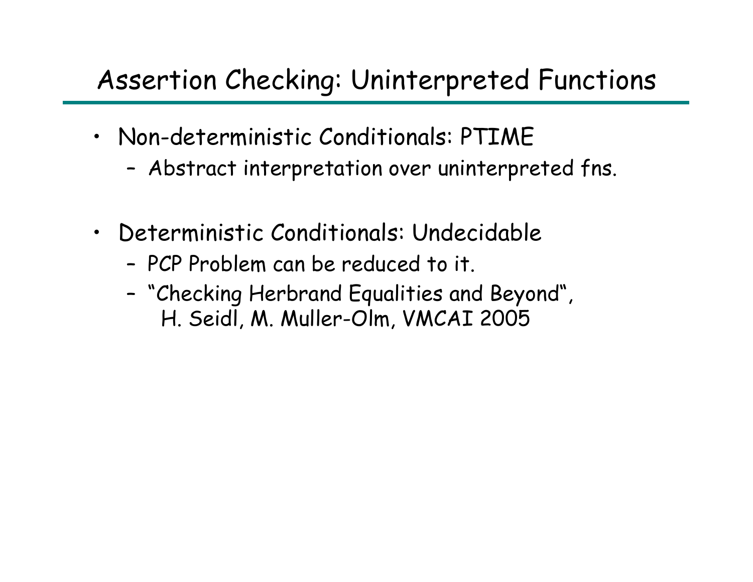# Assertion Checking: Uninterpreted Functions

- Non-deterministic Conditionals: PTIME
  - Abstract interpretation over uninterpreted fns.

- Deterministic Conditionals: Undecidable
  - PCP Problem can be reduced to it.
  - "Checking Herbrand Equalities and Beyond", H. Seidl, M. Muller-Olm, VMCAI 2005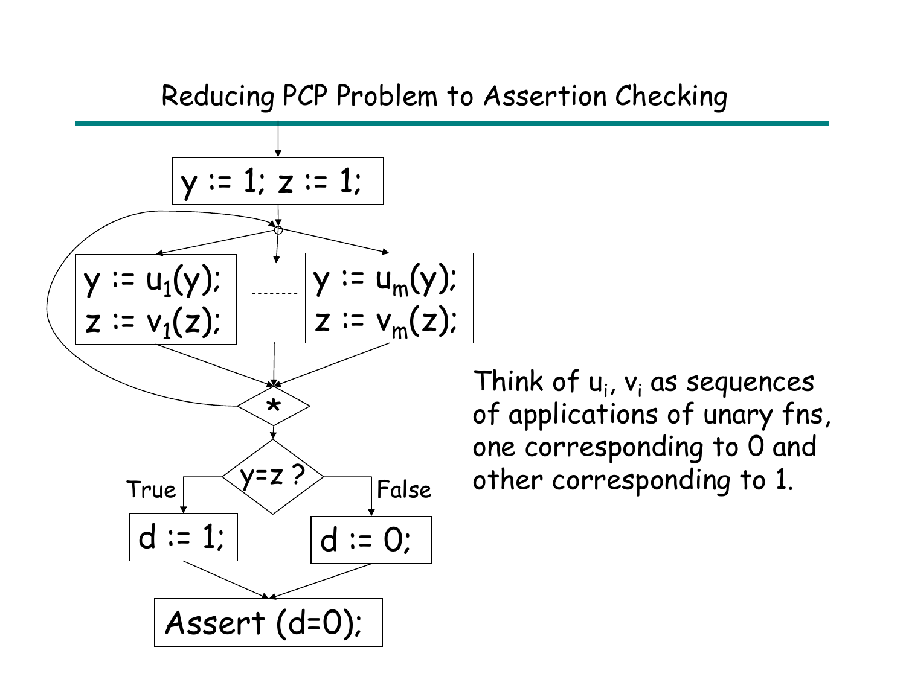# Reducing PCP Problem to Assertion Checking

```
y := 1; z := 1;

loop (nondeterministic choice among):
    y := u_1(y);          ........          y := u_m(y);
    z := v_1(z);                            z := v_m(z);
  * (nondeterministic: repeat loop or exit)

if (y = z ?)
    True:  d := 1;
    False: d := 0;

Assert (d=0);
```

Think of $u_i$, $v_i$ as sequences of applications of unary fns, one corresponding to 0 and other corresponding to 1.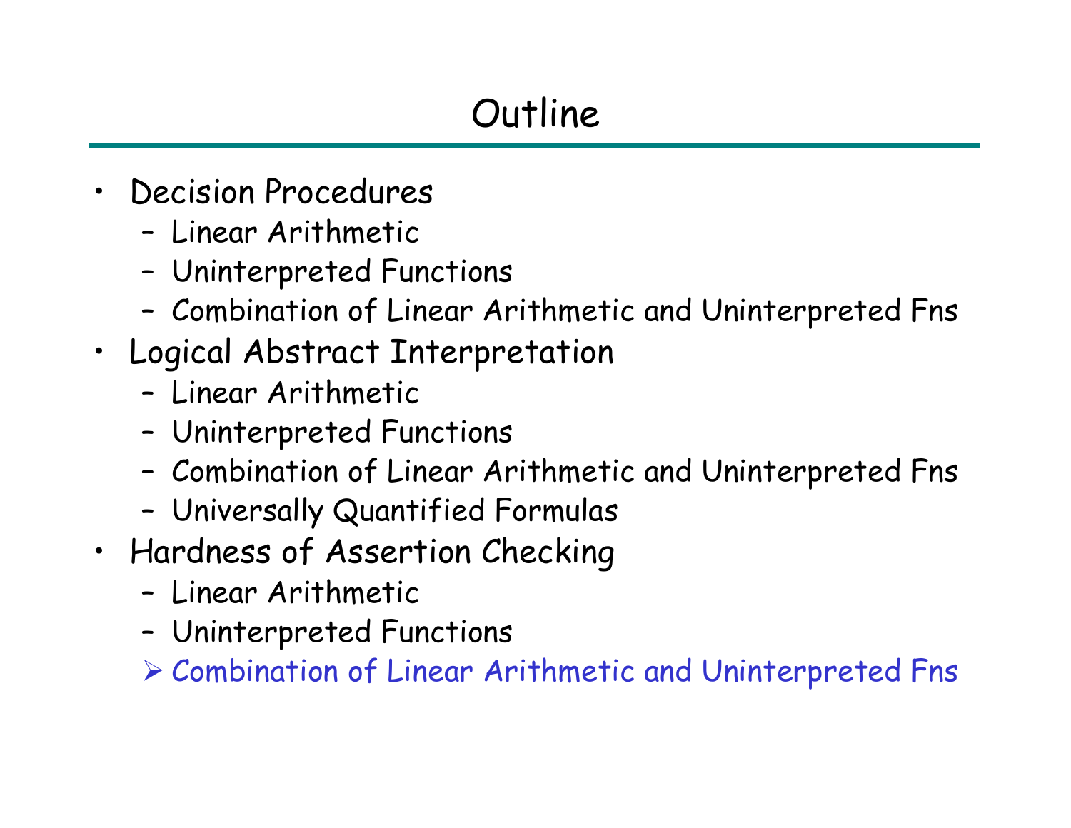# Outline

- Decision Procedures
  - Linear Arithmetic
  - Uninterpreted Functions
  - Combination of Linear Arithmetic and Uninterpreted Fns
- Logical Abstract Interpretation
  - Linear Arithmetic
  - Uninterpreted Functions
  - Combination of Linear Arithmetic and Uninterpreted Fns
  - Universally Quantified Formulas
- Hardness of Assertion Checking
  - Linear Arithmetic
  - Uninterpreted Functions
  - ➢ Combination of Linear Arithmetic and Uninterpreted Fns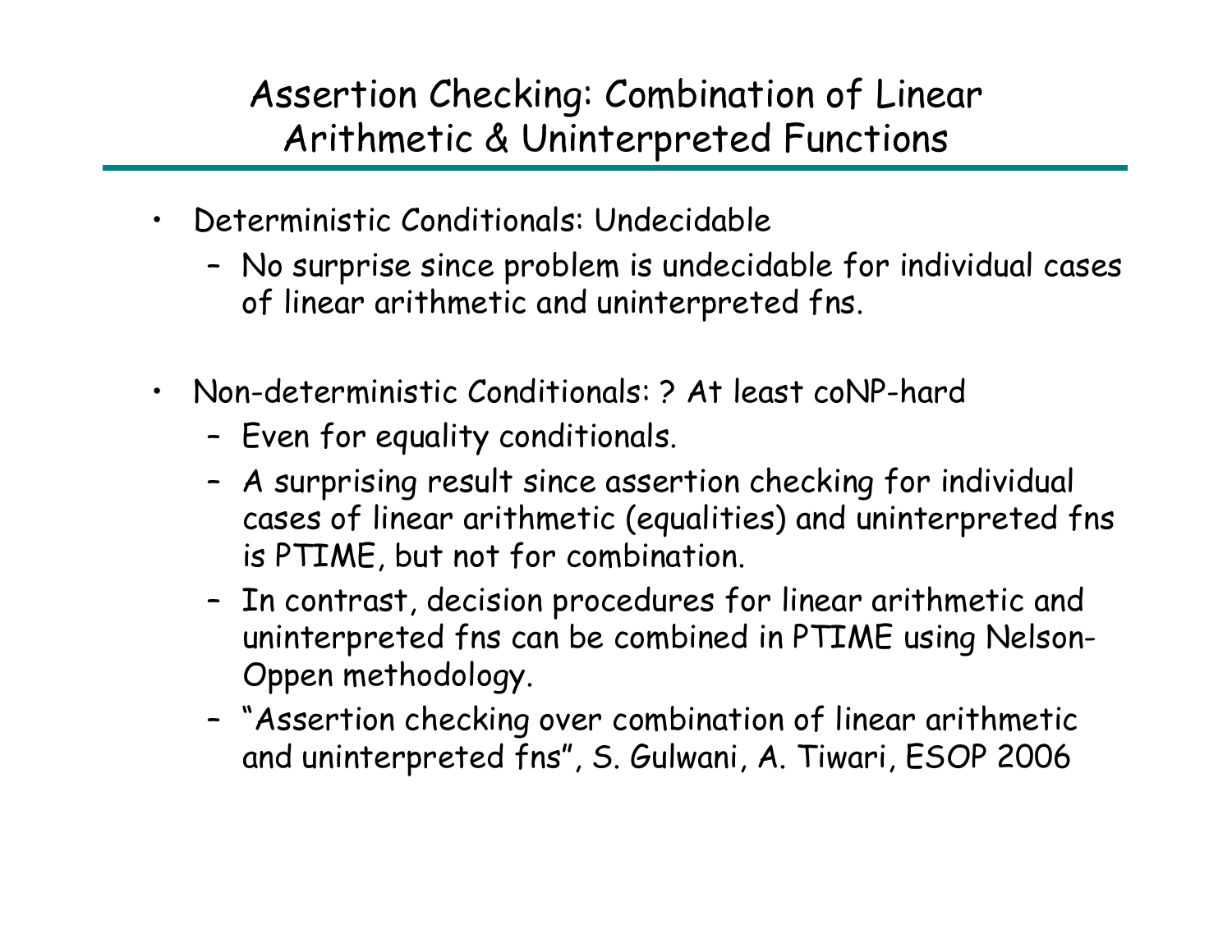# Assertion Checking: Combination of Linear Arithmetic & Uninterpreted Functions

- Deterministic Conditionals: Undecidable
  - No surprise since problem is undecidable for individual cases of linear arithmetic and uninterpreted fns.
- Non-deterministic Conditionals: ? At least coNP-hard
  - Even for equality conditionals.
  - A surprising result since assertion checking for individual cases of linear arithmetic (equalities) and uninterpreted fns is PTIME, but not for combination.
  - In contrast, decision procedures for linear arithmetic and uninterpreted fns can be combined in PTIME using Nelson-Oppen methodology.
  - "Assertion checking over combination of linear arithmetic and uninterpreted fns", S. Gulwani, A. Tiwari, ESOP 2006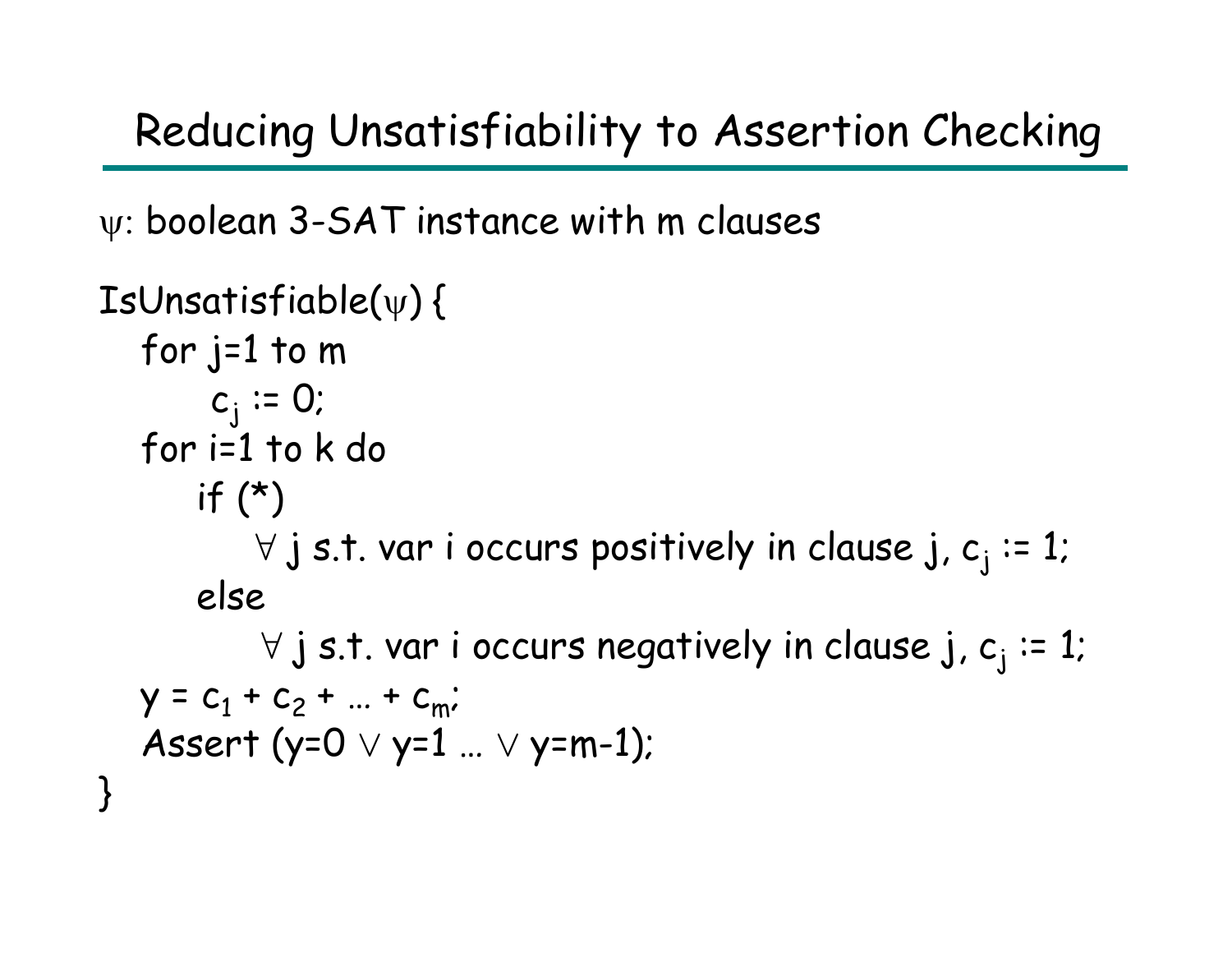# Reducing Unsatisfiability to Assertion Checking

ψ: boolean 3-SAT instance with m clauses

```
IsUnsatisfiable(ψ) {
   for j=1 to m
        c_j := 0;
   for i=1 to k do
      if (*)
          ∀ j s.t. var i occurs positively in clause j, c_j := 1;
      else
          ∀ j s.t. var i occurs negatively in clause j, c_j := 1;
   y = c_1 + c_2 + … + c_m;
   Assert (y=0 ∨ y=1 … ∨ y=m-1);
}
```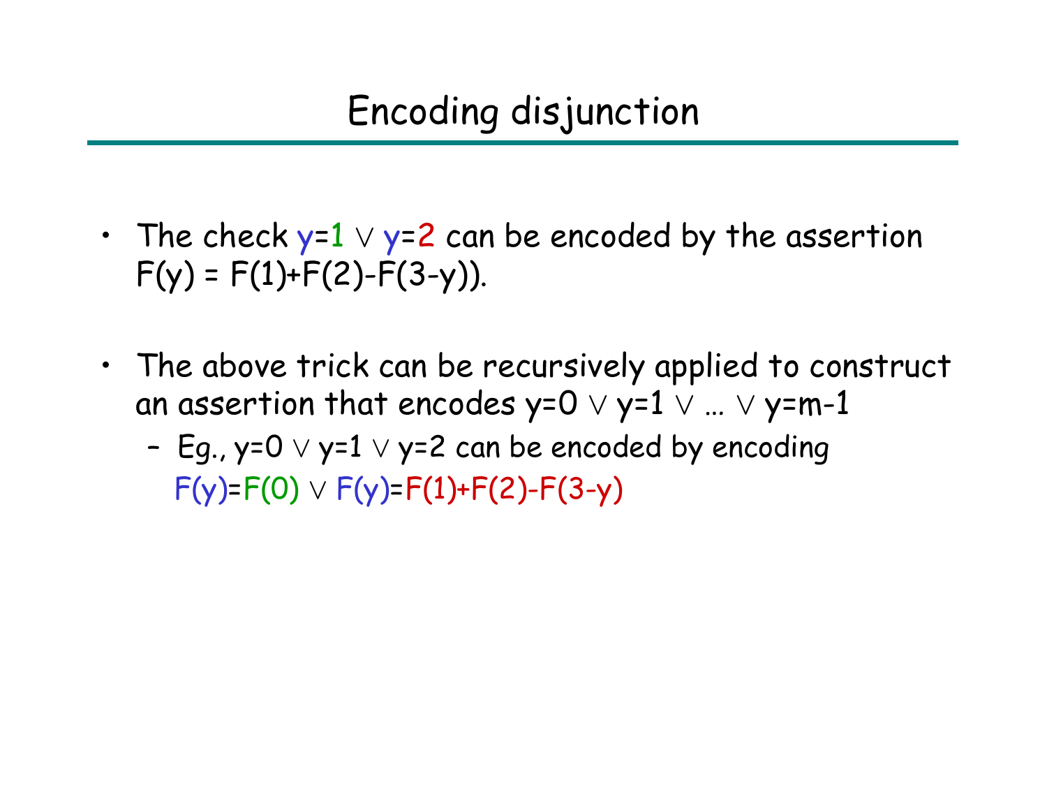# Encoding disjunction

- The check $y=1 \vee y=2$ can be encoded by the assertion $F(y) = F(1)+F(2)-F(3-y))$.

- The above trick can be recursively applied to construct an assertion that encodes $y=0 \vee y=1 \vee \ldots \vee y=m-1$
  - Eg., $y=0 \vee y=1 \vee y=2$ can be encoded by encoding $F(y)=F(0) \vee F(y)=F(1)+F(2)-F(3-y)$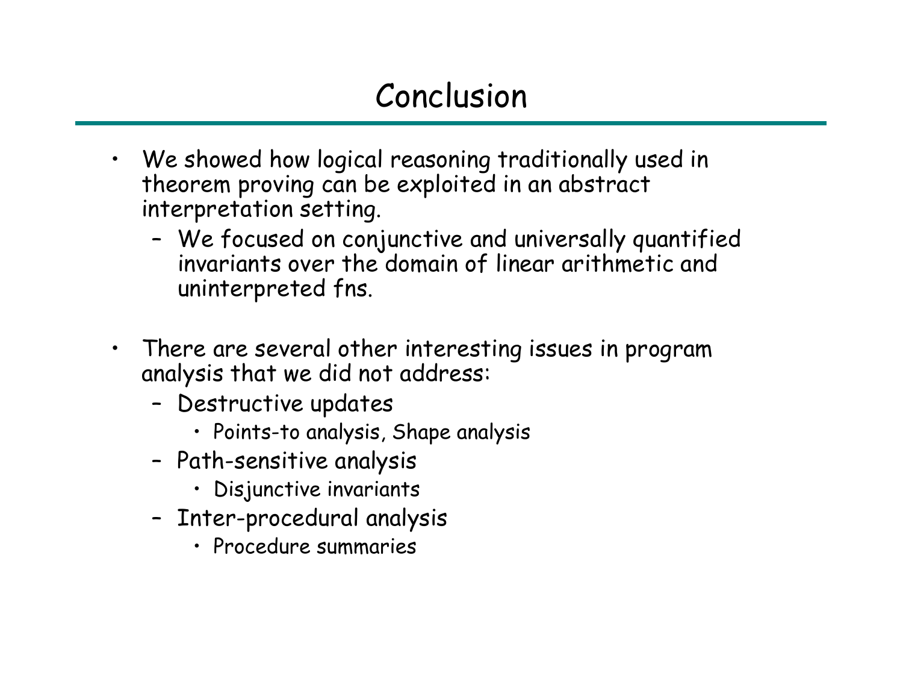# Conclusion

- We showed how logical reasoning traditionally used in theorem proving can be exploited in an abstract interpretation setting.
  - We focused on conjunctive and universally quantified invariants over the domain of linear arithmetic and uninterpreted fns.

- There are several other interesting issues in program analysis that we did not address:
  - Destructive updates
    - Points-to analysis, Shape analysis
  - Path-sensitive analysis
    - Disjunctive invariants
  - Inter-procedural analysis
    - Procedure summaries